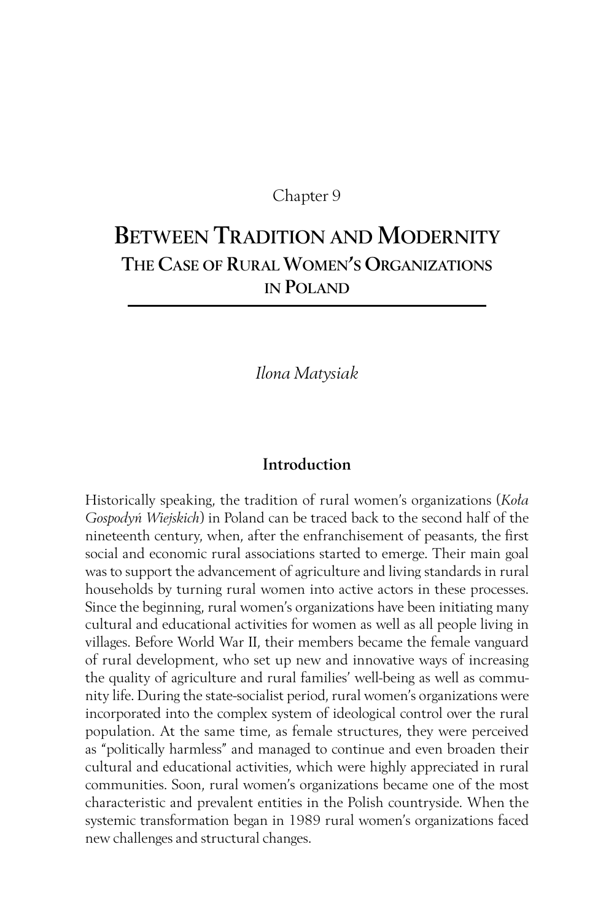Chapter 9

# Between Tradition and Modernity
## The Case of Rural Women's Organizations in Poland

*Ilona Matysiak*

### Introduction

Historically speaking, the tradition of rural women's organizations (*Koła Gospodyń Wiejskich*) in Poland can be traced back to the second half of the nineteenth century, when, after the enfranchisement of peasants, the first social and economic rural associations started to emerge. Their main goal was to support the advancement of agriculture and living standards in rural households by turning rural women into active actors in these processes. Since the beginning, rural women's organizations have been initiating many cultural and educational activities for women as well as all people living in villages. Before World War II, their members became the female vanguard of rural development, who set up new and innovative ways of increasing the quality of agriculture and rural families' well-being as well as community life. During the state-socialist period, rural women's organizations were incorporated into the complex system of ideological control over the rural population. At the same time, as female structures, they were perceived as "politically harmless" and managed to continue and even broaden their cultural and educational activities, which were highly appreciated in rural communities. Soon, rural women's organizations became one of the most characteristic and prevalent entities in the Polish countryside. When the systemic transformation began in 1989 rural women's organizations faced new challenges and structural changes.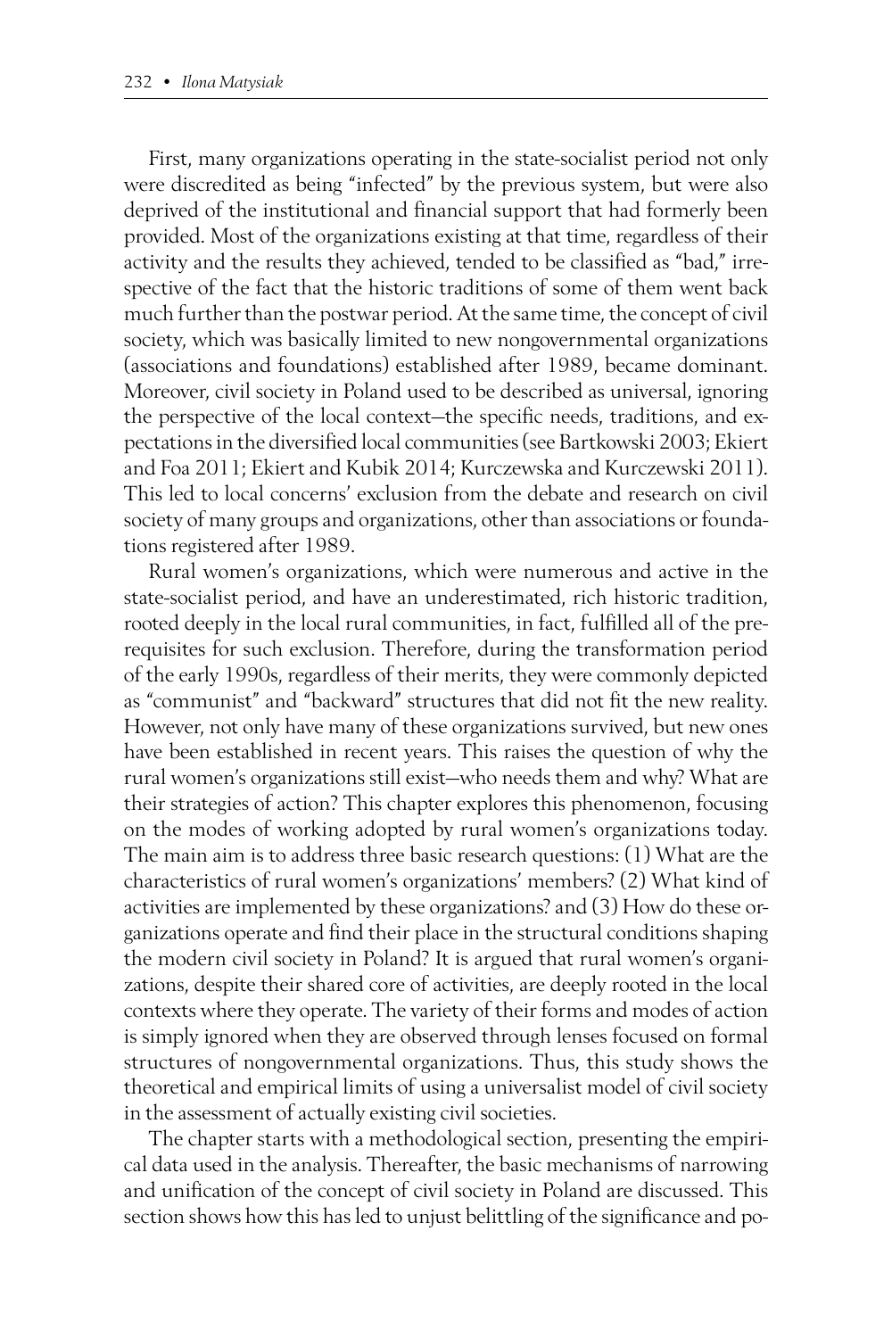First, many organizations operating in the state-socialist period not only were discredited as being "infected" by the previous system, but were also deprived of the institutional and financial support that had formerly been provided. Most of the organizations existing at that time, regardless of their activity and the results they achieved, tended to be classified as "bad," irrespective of the fact that the historic traditions of some of them went back much further than the postwar period. At the same time, the concept of civil society, which was basically limited to new nongovernmental organizations (associations and foundations) established after 1989, became dominant. Moreover, civil society in Poland used to be described as universal, ignoring the perspective of the local context—the specific needs, traditions, and expectations in the diversified local communities (see Bartkowski 2003; Ekiert and Foa 2011; Ekiert and Kubik 2014; Kurczewska and Kurczewski 2011). This led to local concerns' exclusion from the debate and research on civil society of many groups and organizations, other than associations or foundations registered after 1989.

Rural women's organizations, which were numerous and active in the state-socialist period, and have an underestimated, rich historic tradition, rooted deeply in the local rural communities, in fact, fulfilled all of the prerequisites for such exclusion. Therefore, during the transformation period of the early 1990s, regardless of their merits, they were commonly depicted as "communist" and "backward" structures that did not fit the new reality. However, not only have many of these organizations survived, but new ones have been established in recent years. This raises the question of why the rural women's organizations still exist—who needs them and why? What are their strategies of action? This chapter explores this phenomenon, focusing on the modes of working adopted by rural women's organizations today. The main aim is to address three basic research questions: (1) What are the characteristics of rural women's organizations' members? (2) What kind of activities are implemented by these organizations? and (3) How do these organizations operate and find their place in the structural conditions shaping the modern civil society in Poland? It is argued that rural women's organizations, despite their shared core of activities, are deeply rooted in the local contexts where they operate. The variety of their forms and modes of action is simply ignored when they are observed through lenses focused on formal structures of nongovernmental organizations. Thus, this study shows the theoretical and empirical limits of using a universalist model of civil society in the assessment of actually existing civil societies.

The chapter starts with a methodological section, presenting the empirical data used in the analysis. Thereafter, the basic mechanisms of narrowing and unification of the concept of civil society in Poland are discussed. This section shows how this has led to unjust belittling of the significance and po-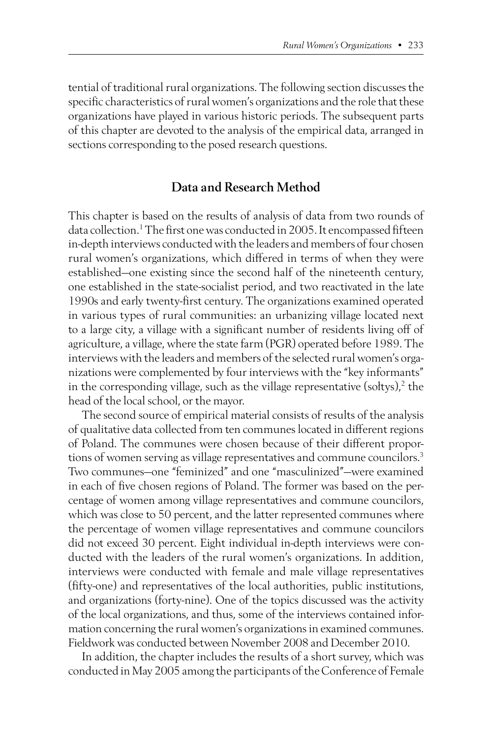tential of traditional rural organizations. The following section discusses the specific characteristics of rural women's organizations and the role that these organizations have played in various historic periods. The subsequent parts of this chapter are devoted to the analysis of the empirical data, arranged in sections corresponding to the posed research questions.

## Data and Research Method

This chapter is based on the results of analysis of data from two rounds of data collection.[1] The first one was conducted in 2005. It encompassed fifteen in-depth interviews conducted with the leaders and members of four chosen rural women's organizations, which differed in terms of when they were established—one existing since the second half of the nineteenth century, one established in the state-socialist period, and two reactivated in the late 1990s and early twenty-first century. The organizations examined operated in various types of rural communities: an urbanizing village located next to a large city, a village with a significant number of residents living off of agriculture, a village, where the state farm (PGR) operated before 1989. The interviews with the leaders and members of the selected rural women's organizations were complemented by four interviews with the "key informants" in the corresponding village, such as the village representative (sołtys),[2] the head of the local school, or the mayor.

The second source of empirical material consists of results of the analysis of qualitative data collected from ten communes located in different regions of Poland. The communes were chosen because of their different proportions of women serving as village representatives and commune councilors.[3] Two communes—one "feminized" and one "masculinized"—were examined in each of five chosen regions of Poland. The former was based on the percentage of women among village representatives and commune councilors, which was close to 50 percent, and the latter represented communes where the percentage of women village representatives and commune councilors did not exceed 30 percent. Eight individual in-depth interviews were conducted with the leaders of the rural women's organizations. In addition, interviews were conducted with female and male village representatives (fifty-one) and representatives of the local authorities, public institutions, and organizations (forty-nine). One of the topics discussed was the activity of the local organizations, and thus, some of the interviews contained information concerning the rural women's organizations in examined communes. Fieldwork was conducted between November 2008 and December 2010.

In addition, the chapter includes the results of a short survey, which was conducted in May 2005 among the participants of the Conference of Female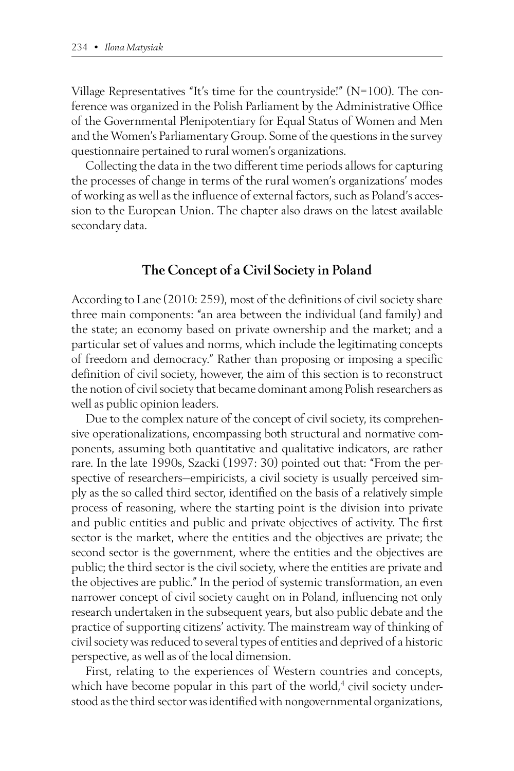Village Representatives "It's time for the countryside!" (N=100). The conference was organized in the Polish Parliament by the Administrative Office of the Governmental Plenipotentiary for Equal Status of Women and Men and the Women's Parliamentary Group. Some of the questions in the survey questionnaire pertained to rural women's organizations.

Collecting the data in the two different time periods allows for capturing the processes of change in terms of the rural women's organizations' modes of working as well as the influence of external factors, such as Poland's accession to the European Union. The chapter also draws on the latest available secondary data.

## The Concept of a Civil Society in Poland

According to Lane (2010: 259), most of the definitions of civil society share three main components: "an area between the individual (and family) and the state; an economy based on private ownership and the market; and a particular set of values and norms, which include the legitimating concepts of freedom and democracy." Rather than proposing or imposing a specific definition of civil society, however, the aim of this section is to reconstruct the notion of civil society that became dominant among Polish researchers as well as public opinion leaders.

Due to the complex nature of the concept of civil society, its comprehensive operationalizations, encompassing both structural and normative components, assuming both quantitative and qualitative indicators, are rather rare. In the late 1990s, Szacki (1997: 30) pointed out that: "From the perspective of researchers—empiricists, a civil society is usually perceived simply as the so called third sector, identified on the basis of a relatively simple process of reasoning, where the starting point is the division into private and public entities and public and private objectives of activity. The first sector is the market, where the entities and the objectives are private; the second sector is the government, where the entities and the objectives are public; the third sector is the civil society, where the entities are private and the objectives are public." In the period of systemic transformation, an even narrower concept of civil society caught on in Poland, influencing not only research undertaken in the subsequent years, but also public debate and the practice of supporting citizens' activity. The mainstream way of thinking of civil society was reduced to several types of entities and deprived of a historic perspective, as well as of the local dimension.

First, relating to the experiences of Western countries and concepts, which have become popular in this part of the world,[4] civil society understood as the third sector was identified with nongovernmental organizations,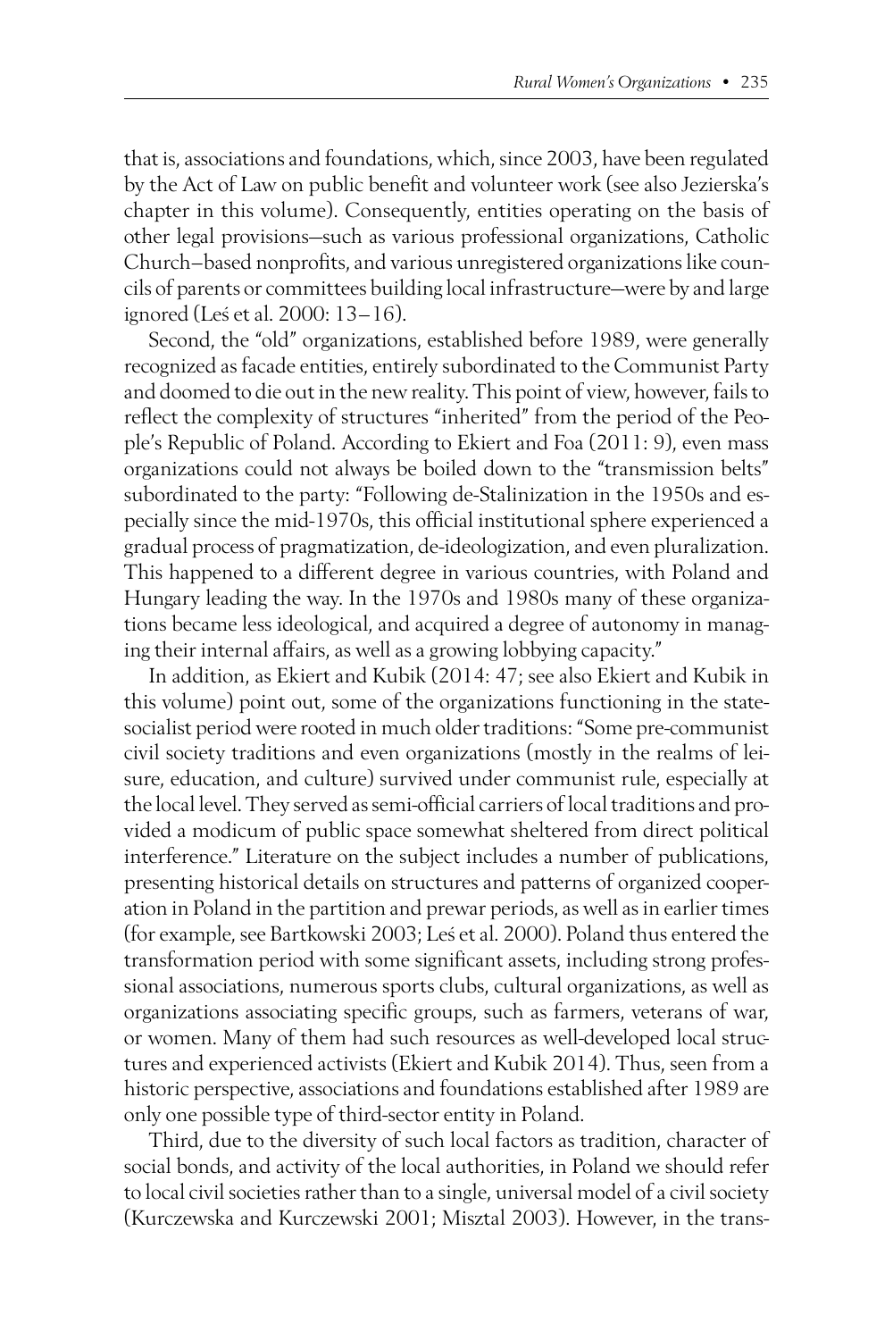that is, associations and foundations, which, since 2003, have been regulated by the Act of Law on public benefit and volunteer work (see also Jezierska's chapter in this volume). Consequently, entities operating on the basis of other legal provisions—such as various professional organizations, Catholic Church–based nonprofits, and various unregistered organizations like councils of parents or committees building local infrastructure—were by and large ignored (Leś et al. 2000: 13–16).

Second, the "old" organizations, established before 1989, were generally recognized as facade entities, entirely subordinated to the Communist Party and doomed to die out in the new reality. This point of view, however, fails to reflect the complexity of structures "inherited" from the period of the People's Republic of Poland. According to Ekiert and Foa (2011: 9), even mass organizations could not always be boiled down to the "transmission belts" subordinated to the party: "Following de-Stalinization in the 1950s and especially since the mid-1970s, this official institutional sphere experienced a gradual process of pragmatization, de-ideologization, and even pluralization. This happened to a different degree in various countries, with Poland and Hungary leading the way. In the 1970s and 1980s many of these organizations became less ideological, and acquired a degree of autonomy in managing their internal affairs, as well as a growing lobbying capacity."

In addition, as Ekiert and Kubik (2014: 47; see also Ekiert and Kubik in this volume) point out, some of the organizations functioning in the state-socialist period were rooted in much older traditions: "Some pre-communist civil society traditions and even organizations (mostly in the realms of leisure, education, and culture) survived under communist rule, especially at the local level. They served as semi-official carriers of local traditions and provided a modicum of public space somewhat sheltered from direct political interference." Literature on the subject includes a number of publications, presenting historical details on structures and patterns of organized cooperation in Poland in the partition and prewar periods, as well as in earlier times (for example, see Bartkowski 2003; Leś et al. 2000). Poland thus entered the transformation period with some significant assets, including strong professional associations, numerous sports clubs, cultural organizations, as well as organizations associating specific groups, such as farmers, veterans of war, or women. Many of them had such resources as well-developed local structures and experienced activists (Ekiert and Kubik 2014). Thus, seen from a historic perspective, associations and foundations established after 1989 are only one possible type of third-sector entity in Poland.

Third, due to the diversity of such local factors as tradition, character of social bonds, and activity of the local authorities, in Poland we should refer to local civil societies rather than to a single, universal model of a civil society (Kurczewska and Kurczewski 2001; Misztal 2003). However, in the trans-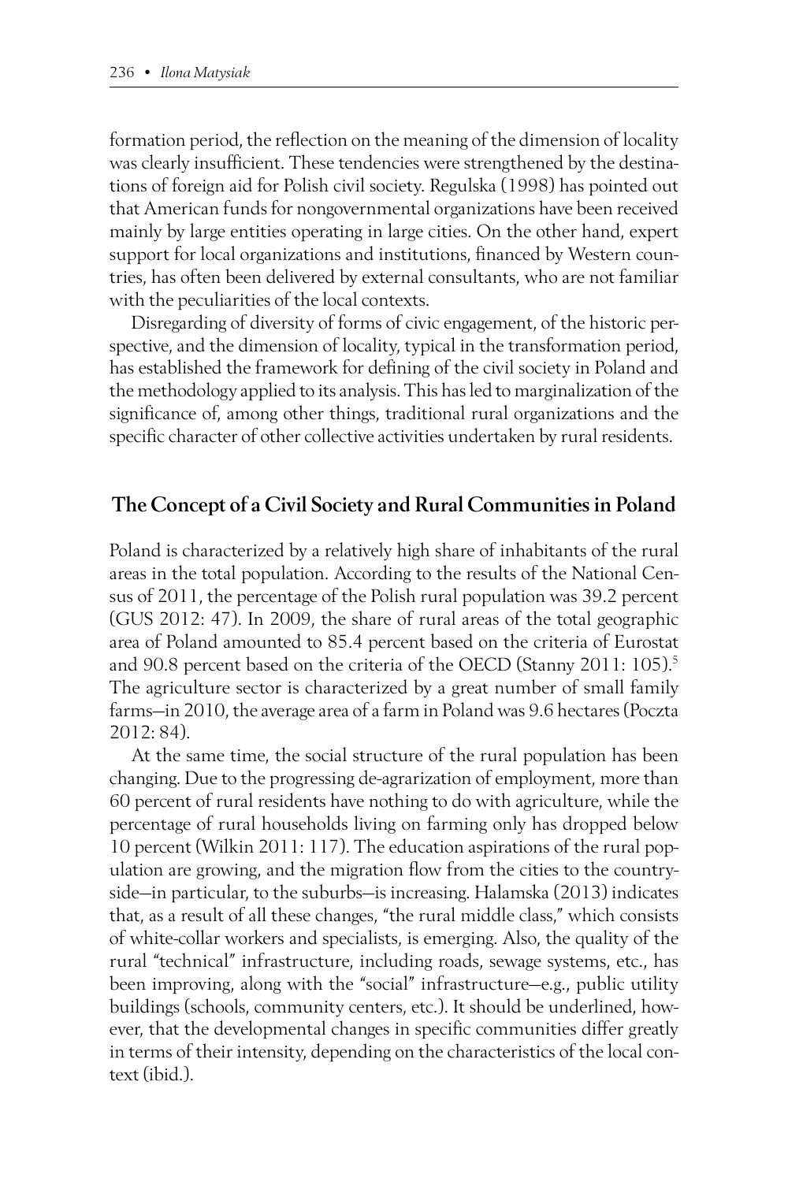formation period, the reflection on the meaning of the dimension of locality was clearly insufficient. These tendencies were strengthened by the destinations of foreign aid for Polish civil society. Regulska (1998) has pointed out that American funds for nongovernmental organizations have been received mainly by large entities operating in large cities. On the other hand, expert support for local organizations and institutions, financed by Western countries, has often been delivered by external consultants, who are not familiar with the peculiarities of the local contexts.

Disregarding of diversity of forms of civic engagement, of the historic perspective, and the dimension of locality, typical in the transformation period, has established the framework for defining of the civil society in Poland and the methodology applied to its analysis. This has led to marginalization of the significance of, among other things, traditional rural organizations and the specific character of other collective activities undertaken by rural residents.

## The Concept of a Civil Society and Rural Communities in Poland

Poland is characterized by a relatively high share of inhabitants of the rural areas in the total population. According to the results of the National Census of 2011, the percentage of the Polish rural population was 39.2 percent (GUS 2012: 47). In 2009, the share of rural areas of the total geographic area of Poland amounted to 85.4 percent based on the criteria of Eurostat and 90.8 percent based on the criteria of the OECD (Stanny 2011: 105).[5] The agriculture sector is characterized by a great number of small family farms—in 2010, the average area of a farm in Poland was 9.6 hectares (Poczta 2012: 84).

At the same time, the social structure of the rural population has been changing. Due to the progressing de-agrarization of employment, more than 60 percent of rural residents have nothing to do with agriculture, while the percentage of rural households living on farming only has dropped below 10 percent (Wilkin 2011: 117). The education aspirations of the rural population are growing, and the migration flow from the cities to the countryside—in particular, to the suburbs—is increasing. Halamska (2013) indicates that, as a result of all these changes, "the rural middle class," which consists of white-collar workers and specialists, is emerging. Also, the quality of the rural "technical" infrastructure, including roads, sewage systems, etc., has been improving, along with the "social" infrastructure—e.g., public utility buildings (schools, community centers, etc.). It should be underlined, however, that the developmental changes in specific communities differ greatly in terms of their intensity, depending on the characteristics of the local context (ibid.).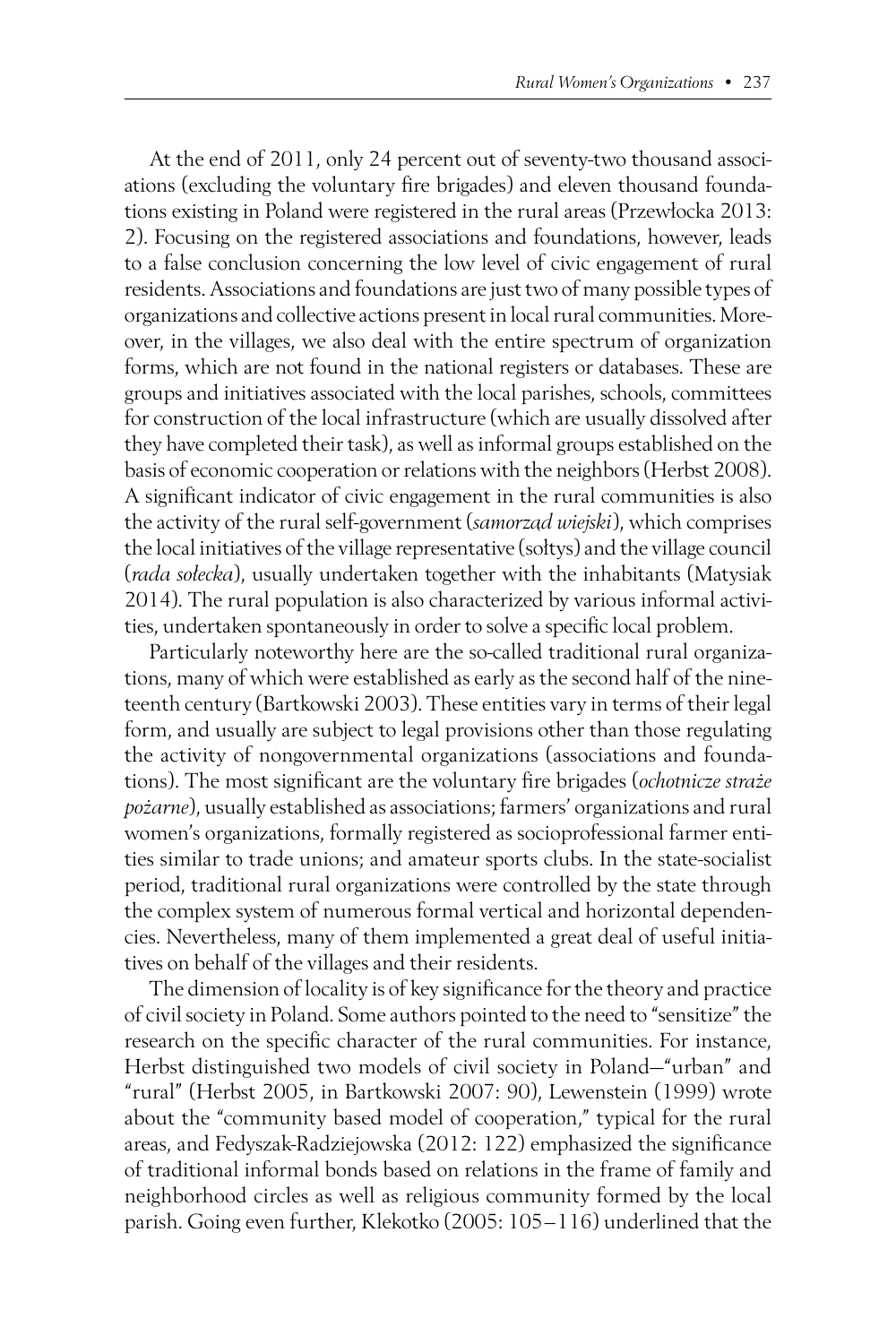At the end of 2011, only 24 percent out of seventy-two thousand associations (excluding the voluntary fire brigades) and eleven thousand foundations existing in Poland were registered in the rural areas (Przewłocka 2013: 2). Focusing on the registered associations and foundations, however, leads to a false conclusion concerning the low level of civic engagement of rural residents. Associations and foundations are just two of many possible types of organizations and collective actions present in local rural communities. Moreover, in the villages, we also deal with the entire spectrum of organization forms, which are not found in the national registers or databases. These are groups and initiatives associated with the local parishes, schools, committees for construction of the local infrastructure (which are usually dissolved after they have completed their task), as well as informal groups established on the basis of economic cooperation or relations with the neighbors (Herbst 2008). A significant indicator of civic engagement in the rural communities is also the activity of the rural self-government (*samorząd wiejski*), which comprises the local initiatives of the village representative (sołtys) and the village council (*rada sołecka*), usually undertaken together with the inhabitants (Matysiak 2014). The rural population is also characterized by various informal activities, undertaken spontaneously in order to solve a specific local problem.

Particularly noteworthy here are the so-called traditional rural organizations, many of which were established as early as the second half of the nineteenth century (Bartkowski 2003). These entities vary in terms of their legal form, and usually are subject to legal provisions other than those regulating the activity of nongovernmental organizations (associations and foundations). The most significant are the voluntary fire brigades (*ochotnicze straże pożarne*), usually established as associations; farmers' organizations and rural women's organizations, formally registered as socioprofessional farmer entities similar to trade unions; and amateur sports clubs. In the state-socialist period, traditional rural organizations were controlled by the state through the complex system of numerous formal vertical and horizontal dependencies. Nevertheless, many of them implemented a great deal of useful initiatives on behalf of the villages and their residents.

The dimension of locality is of key significance for the theory and practice of civil society in Poland. Some authors pointed to the need to "sensitize" the research on the specific character of the rural communities. For instance, Herbst distinguished two models of civil society in Poland—"urban" and "rural" (Herbst 2005, in Bartkowski 2007: 90), Lewenstein (1999) wrote about the "community based model of cooperation," typical for the rural areas, and Fedyszak-Radziejowska (2012: 122) emphasized the significance of traditional informal bonds based on relations in the frame of family and neighborhood circles as well as religious community formed by the local parish. Going even further, Klekotko (2005: 105–116) underlined that the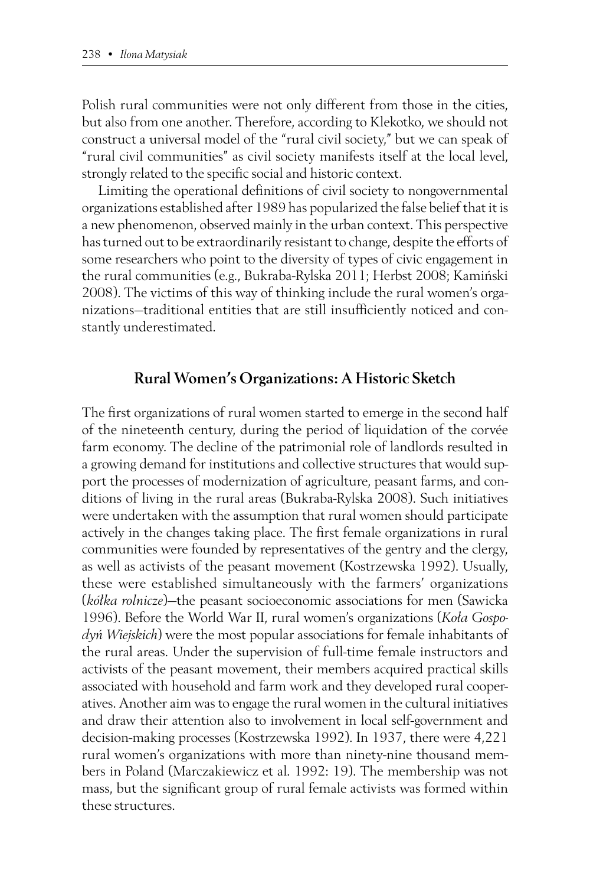Polish rural communities were not only different from those in the cities, but also from one another. Therefore, according to Klekotko, we should not construct a universal model of the "rural civil society," but we can speak of "rural civil communities" as civil society manifests itself at the local level, strongly related to the specific social and historic context.

Limiting the operational definitions of civil society to nongovernmental organizations established after 1989 has popularized the false belief that it is a new phenomenon, observed mainly in the urban context. This perspective has turned out to be extraordinarily resistant to change, despite the efforts of some researchers who point to the diversity of types of civic engagement in the rural communities (e.g., Bukraba-Rylska 2011; Herbst 2008; Kamiński 2008). The victims of this way of thinking include the rural women's organizations—traditional entities that are still insufficiently noticed and constantly underestimated.

## Rural Women's Organizations: A Historic Sketch

The first organizations of rural women started to emerge in the second half of the nineteenth century, during the period of liquidation of the corvée farm economy. The decline of the patrimonial role of landlords resulted in a growing demand for institutions and collective structures that would support the processes of modernization of agriculture, peasant farms, and conditions of living in the rural areas (Bukraba-Rylska 2008). Such initiatives were undertaken with the assumption that rural women should participate actively in the changes taking place. The first female organizations in rural communities were founded by representatives of the gentry and the clergy, as well as activists of the peasant movement (Kostrzewska 1992). Usually, these were established simultaneously with the farmers' organizations (*kółka rolnicze*)—the peasant socioeconomic associations for men (Sawicka 1996). Before the World War II, rural women's organizations (*Koła Gospodyń Wiejskich*) were the most popular associations for female inhabitants of the rural areas. Under the supervision of full-time female instructors and activists of the peasant movement, their members acquired practical skills associated with household and farm work and they developed rural cooperatives. Another aim was to engage the rural women in the cultural initiatives and draw their attention also to involvement in local self-government and decision-making processes (Kostrzewska 1992). In 1937, there were 4,221 rural women's organizations with more than ninety-nine thousand members in Poland (Marczakiewicz et al. 1992: 19). The membership was not mass, but the significant group of rural female activists was formed within these structures.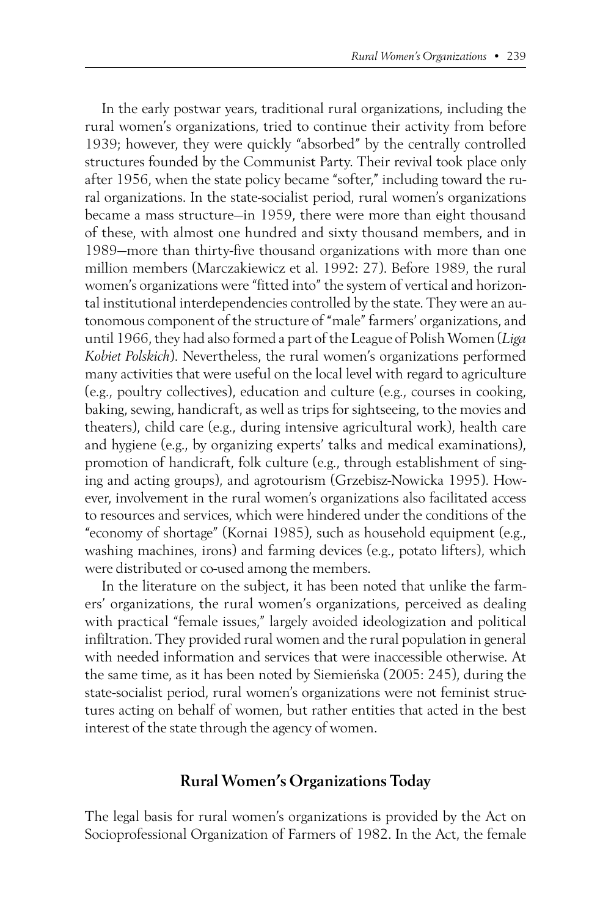In the early postwar years, traditional rural organizations, including the rural women's organizations, tried to continue their activity from before 1939; however, they were quickly "absorbed" by the centrally controlled structures founded by the Communist Party. Their revival took place only after 1956, when the state policy became "softer," including toward the rural organizations. In the state-socialist period, rural women's organizations became a mass structure—in 1959, there were more than eight thousand of these, with almost one hundred and sixty thousand members, and in 1989—more than thirty-five thousand organizations with more than one million members (Marczakiewicz et al. 1992: 27). Before 1989, the rural women's organizations were "fitted into" the system of vertical and horizontal institutional interdependencies controlled by the state. They were an autonomous component of the structure of "male" farmers' organizations, and until 1966, they had also formed a part of the League of Polish Women (*Liga Kobiet Polskich*). Nevertheless, the rural women's organizations performed many activities that were useful on the local level with regard to agriculture (e.g., poultry collectives), education and culture (e.g., courses in cooking, baking, sewing, handicraft, as well as trips for sightseeing, to the movies and theaters), child care (e.g., during intensive agricultural work), health care and hygiene (e.g., by organizing experts' talks and medical examinations), promotion of handicraft, folk culture (e.g., through establishment of singing and acting groups), and agrotourism (Grzebisz-Nowicka 1995). However, involvement in the rural women's organizations also facilitated access to resources and services, which were hindered under the conditions of the "economy of shortage" (Kornai 1985), such as household equipment (e.g., washing machines, irons) and farming devices (e.g., potato lifters), which were distributed or co-used among the members.

In the literature on the subject, it has been noted that unlike the farmers' organizations, the rural women's organizations, perceived as dealing with practical "female issues," largely avoided ideologization and political infiltration. They provided rural women and the rural population in general with needed information and services that were inaccessible otherwise. At the same time, as it has been noted by Siemieńska (2005: 245), during the state-socialist period, rural women's organizations were not feminist structures acting on behalf of women, but rather entities that acted in the best interest of the state through the agency of women.

## Rural Women's Organizations Today

The legal basis for rural women's organizations is provided by the Act on Socioprofessional Organization of Farmers of 1982. In the Act, the female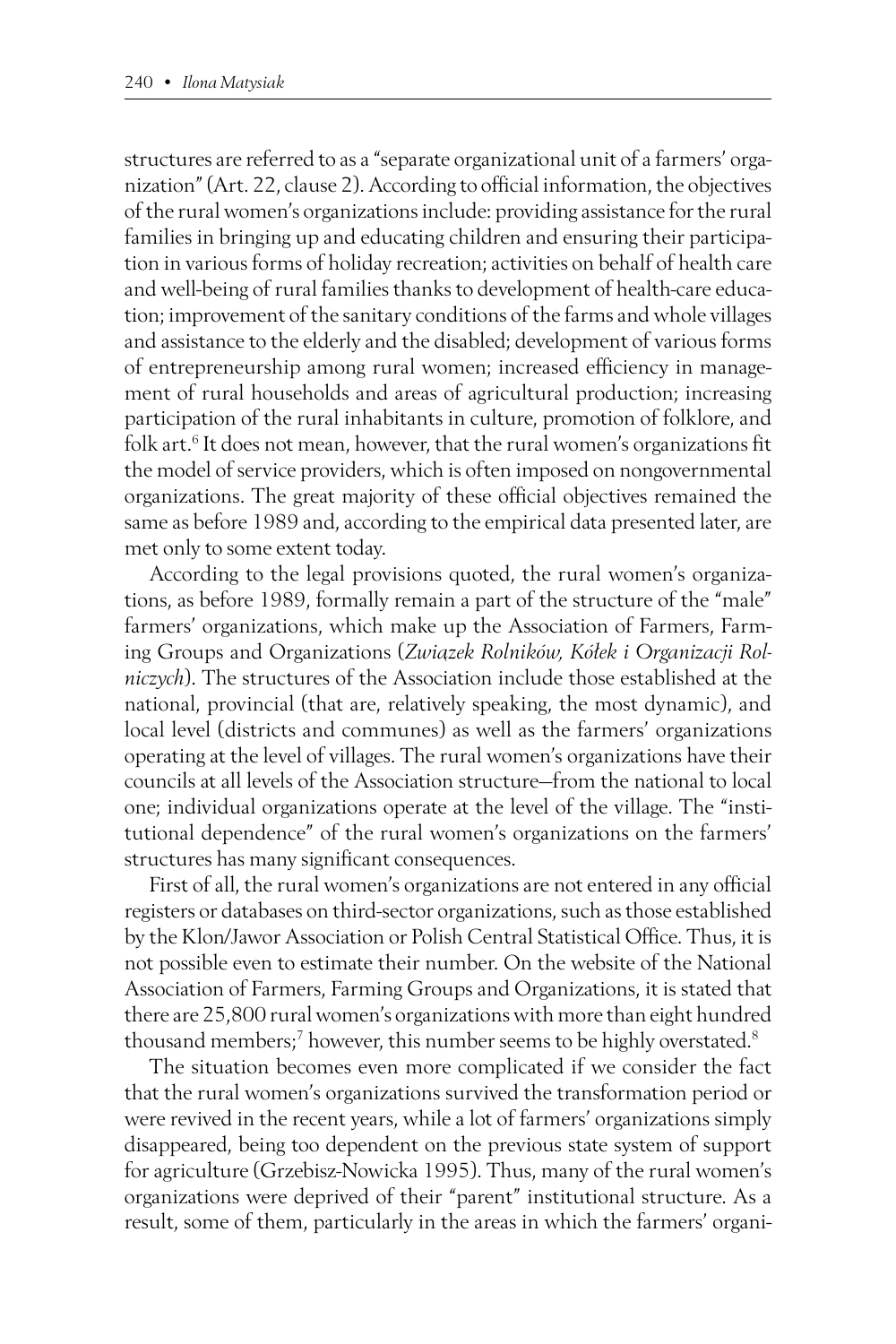structures are referred to as a "separate organizational unit of a farmers' organization" (Art. 22, clause 2). According to official information, the objectives of the rural women's organizations include: providing assistance for the rural families in bringing up and educating children and ensuring their participation in various forms of holiday recreation; activities on behalf of health care and well-being of rural families thanks to development of health-care education; improvement of the sanitary conditions of the farms and whole villages and assistance to the elderly and the disabled; development of various forms of entrepreneurship among rural women; increased efficiency in management of rural households and areas of agricultural production; increasing participation of the rural inhabitants in culture, promotion of folklore, and folk art.[6] It does not mean, however, that the rural women's organizations fit the model of service providers, which is often imposed on nongovernmental organizations. The great majority of these official objectives remained the same as before 1989 and, according to the empirical data presented later, are met only to some extent today.

According to the legal provisions quoted, the rural women's organizations, as before 1989, formally remain a part of the structure of the "male" farmers' organizations, which make up the Association of Farmers, Farming Groups and Organizations (*Związek Rolników, Kółek i Organizacji Rolniczych*). The structures of the Association include those established at the national, provincial (that are, relatively speaking, the most dynamic), and local level (districts and communes) as well as the farmers' organizations operating at the level of villages. The rural women's organizations have their councils at all levels of the Association structure—from the national to local one; individual organizations operate at the level of the village. The "institutional dependence" of the rural women's organizations on the farmers' structures has many significant consequences.

First of all, the rural women's organizations are not entered in any official registers or databases on third-sector organizations, such as those established by the Klon/Jawor Association or Polish Central Statistical Office. Thus, it is not possible even to estimate their number. On the website of the National Association of Farmers, Farming Groups and Organizations, it is stated that there are 25,800 rural women's organizations with more than eight hundred thousand members;[7] however, this number seems to be highly overstated.[8]

The situation becomes even more complicated if we consider the fact that the rural women's organizations survived the transformation period or were revived in the recent years, while a lot of farmers' organizations simply disappeared, being too dependent on the previous state system of support for agriculture (Grzebisz-Nowicka 1995). Thus, many of the rural women's organizations were deprived of their "parent" institutional structure. As a result, some of them, particularly in the areas in which the farmers' organi-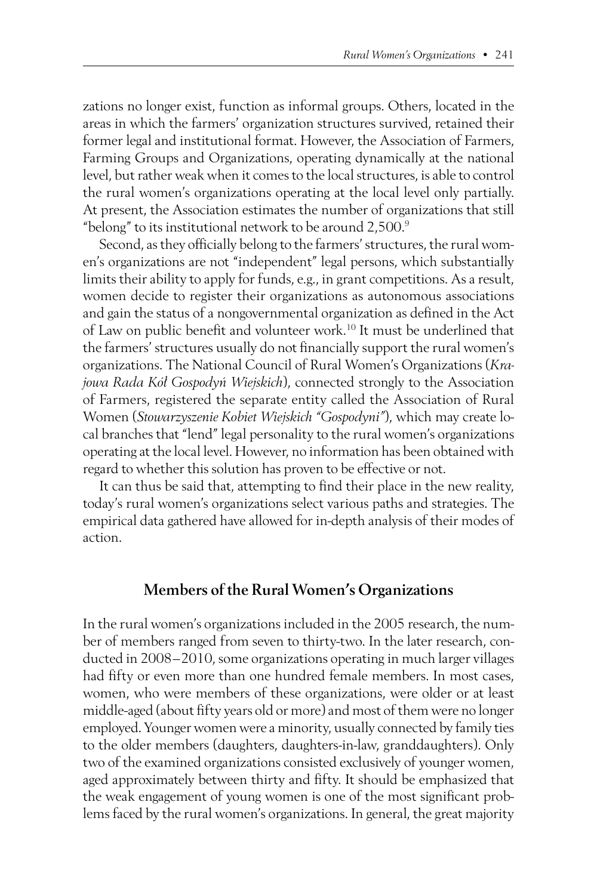zations no longer exist, function as informal groups. Others, located in the areas in which the farmers' organization structures survived, retained their former legal and institutional format. However, the Association of Farmers, Farming Groups and Organizations, operating dynamically at the national level, but rather weak when it comes to the local structures, is able to control the rural women's organizations operating at the local level only partially. At present, the Association estimates the number of organizations that still "belong" to its institutional network to be around 2,500.[9]

Second, as they officially belong to the farmers' structures, the rural women's organizations are not "independent" legal persons, which substantially limits their ability to apply for funds, e.g., in grant competitions. As a result, women decide to register their organizations as autonomous associations and gain the status of a nongovernmental organization as defined in the Act of Law on public benefit and volunteer work.[10] It must be underlined that the farmers' structures usually do not financially support the rural women's organizations. The National Council of Rural Women's Organizations (*Krajowa Rada Kół Gospodyń Wiejskich*), connected strongly to the Association of Farmers, registered the separate entity called the Association of Rural Women (*Stowarzyszenie Kobiet Wiejskich "Gospodyni"*), which may create local branches that "lend" legal personality to the rural women's organizations operating at the local level. However, no information has been obtained with regard to whether this solution has proven to be effective or not.

It can thus be said that, attempting to find their place in the new reality, today's rural women's organizations select various paths and strategies. The empirical data gathered have allowed for in-depth analysis of their modes of action.

## Members of the Rural Women's Organizations

In the rural women's organizations included in the 2005 research, the number of members ranged from seven to thirty-two. In the later research, conducted in 2008–2010, some organizations operating in much larger villages had fifty or even more than one hundred female members. In most cases, women, who were members of these organizations, were older or at least middle-aged (about fifty years old or more) and most of them were no longer employed. Younger women were a minority, usually connected by family ties to the older members (daughters, daughters-in-law, granddaughters). Only two of the examined organizations consisted exclusively of younger women, aged approximately between thirty and fifty. It should be emphasized that the weak engagement of young women is one of the most significant problems faced by the rural women's organizations. In general, the great majority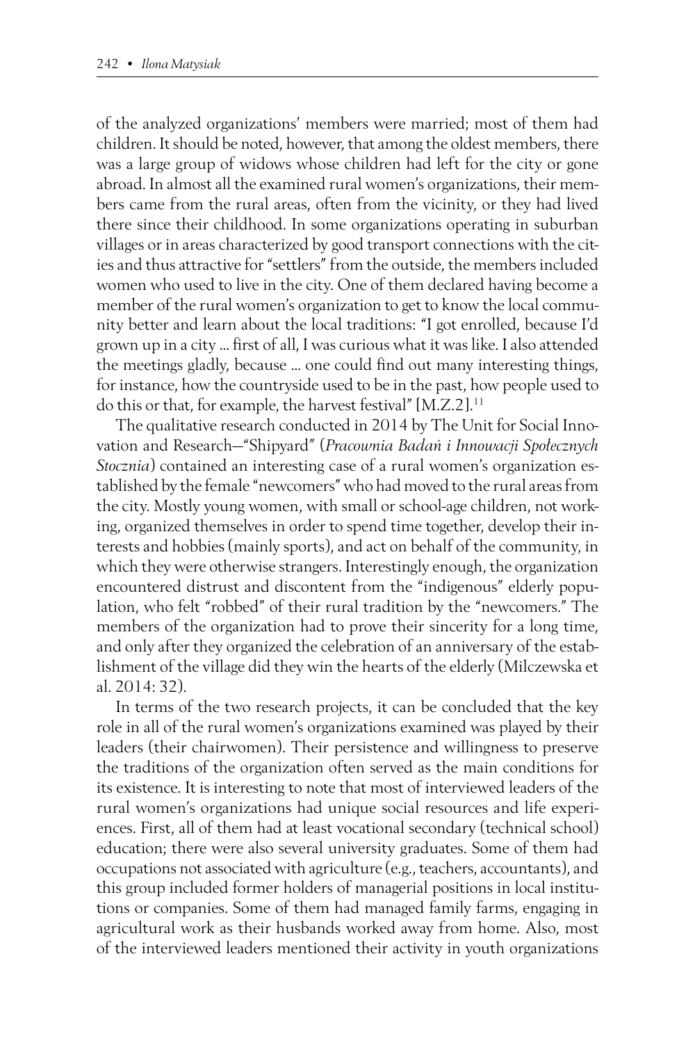of the analyzed organizations' members were married; most of them had children. It should be noted, however, that among the oldest members, there was a large group of widows whose children had left for the city or gone abroad. In almost all the examined rural women's organizations, their members came from the rural areas, often from the vicinity, or they had lived there since their childhood. In some organizations operating in suburban villages or in areas characterized by good transport connections with the cities and thus attractive for "settlers" from the outside, the members included women who used to live in the city. One of them declared having become a member of the rural women's organization to get to know the local community better and learn about the local traditions: "I got enrolled, because I'd grown up in a city ... first of all, I was curious what it was like. I also attended the meetings gladly, because ... one could find out many interesting things, for instance, how the countryside used to be in the past, how people used to do this or that, for example, the harvest festival" [M.Z.2].[11]

The qualitative research conducted in 2014 by The Unit for Social Innovation and Research—"Shipyard" (*Pracownia Badań i Innowacji Społecznych Stocznia*) contained an interesting case of a rural women's organization established by the female "newcomers" who had moved to the rural areas from the city. Mostly young women, with small or school-age children, not working, organized themselves in order to spend time together, develop their interests and hobbies (mainly sports), and act on behalf of the community, in which they were otherwise strangers. Interestingly enough, the organization encountered distrust and discontent from the "indigenous" elderly population, who felt "robbed" of their rural tradition by the "newcomers." The members of the organization had to prove their sincerity for a long time, and only after they organized the celebration of an anniversary of the establishment of the village did they win the hearts of the elderly (Milczewska et al. 2014: 32).

In terms of the two research projects, it can be concluded that the key role in all of the rural women's organizations examined was played by their leaders (their chairwomen). Their persistence and willingness to preserve the traditions of the organization often served as the main conditions for its existence. It is interesting to note that most of interviewed leaders of the rural women's organizations had unique social resources and life experiences. First, all of them had at least vocational secondary (technical school) education; there were also several university graduates. Some of them had occupations not associated with agriculture (e.g., teachers, accountants), and this group included former holders of managerial positions in local institutions or companies. Some of them had managed family farms, engaging in agricultural work as their husbands worked away from home. Also, most of the interviewed leaders mentioned their activity in youth organizations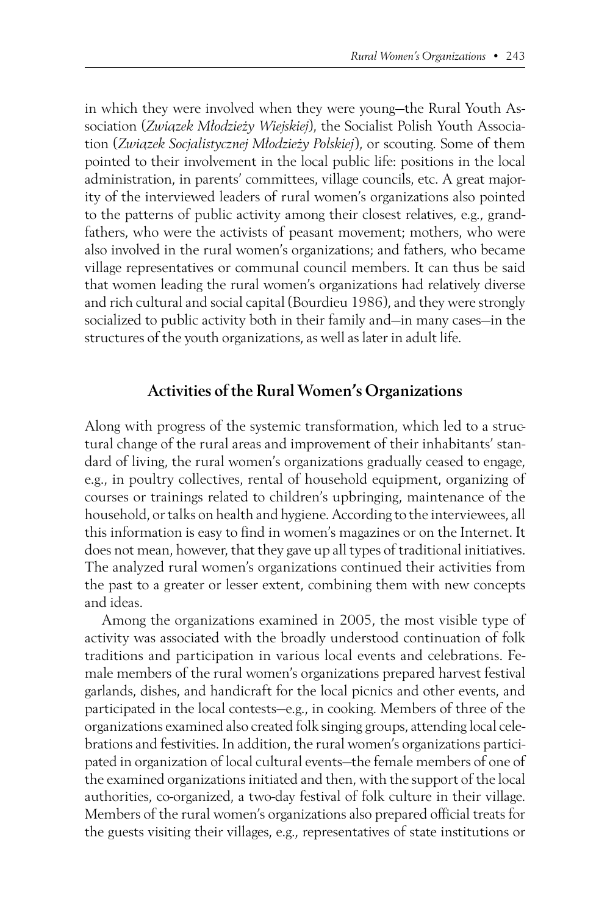in which they were involved when they were young—the Rural Youth Association (*Związek Młodzieży Wiejskiej*), the Socialist Polish Youth Association (*Związek Socjalistycznej Młodzieży Polskiej*), or scouting. Some of them pointed to their involvement in the local public life: positions in the local administration, in parents' committees, village councils, etc. A great majority of the interviewed leaders of rural women's organizations also pointed to the patterns of public activity among their closest relatives, e.g., grandfathers, who were the activists of peasant movement; mothers, who were also involved in the rural women's organizations; and fathers, who became village representatives or communal council members. It can thus be said that women leading the rural women's organizations had relatively diverse and rich cultural and social capital (Bourdieu 1986), and they were strongly socialized to public activity both in their family and—in many cases—in the structures of the youth organizations, as well as later in adult life.

## Activities of the Rural Women's Organizations

Along with progress of the systemic transformation, which led to a structural change of the rural areas and improvement of their inhabitants' standard of living, the rural women's organizations gradually ceased to engage, e.g., in poultry collectives, rental of household equipment, organizing of courses or trainings related to children's upbringing, maintenance of the household, or talks on health and hygiene. According to the interviewees, all this information is easy to find in women's magazines or on the Internet. It does not mean, however, that they gave up all types of traditional initiatives. The analyzed rural women's organizations continued their activities from the past to a greater or lesser extent, combining them with new concepts and ideas.

Among the organizations examined in 2005, the most visible type of activity was associated with the broadly understood continuation of folk traditions and participation in various local events and celebrations. Female members of the rural women's organizations prepared harvest festival garlands, dishes, and handicraft for the local picnics and other events, and participated in the local contests—e.g., in cooking. Members of three of the organizations examined also created folk singing groups, attending local celebrations and festivities. In addition, the rural women's organizations participated in organization of local cultural events—the female members of one of the examined organizations initiated and then, with the support of the local authorities, co-organized, a two-day festival of folk culture in their village. Members of the rural women's organizations also prepared official treats for the guests visiting their villages, e.g., representatives of state institutions or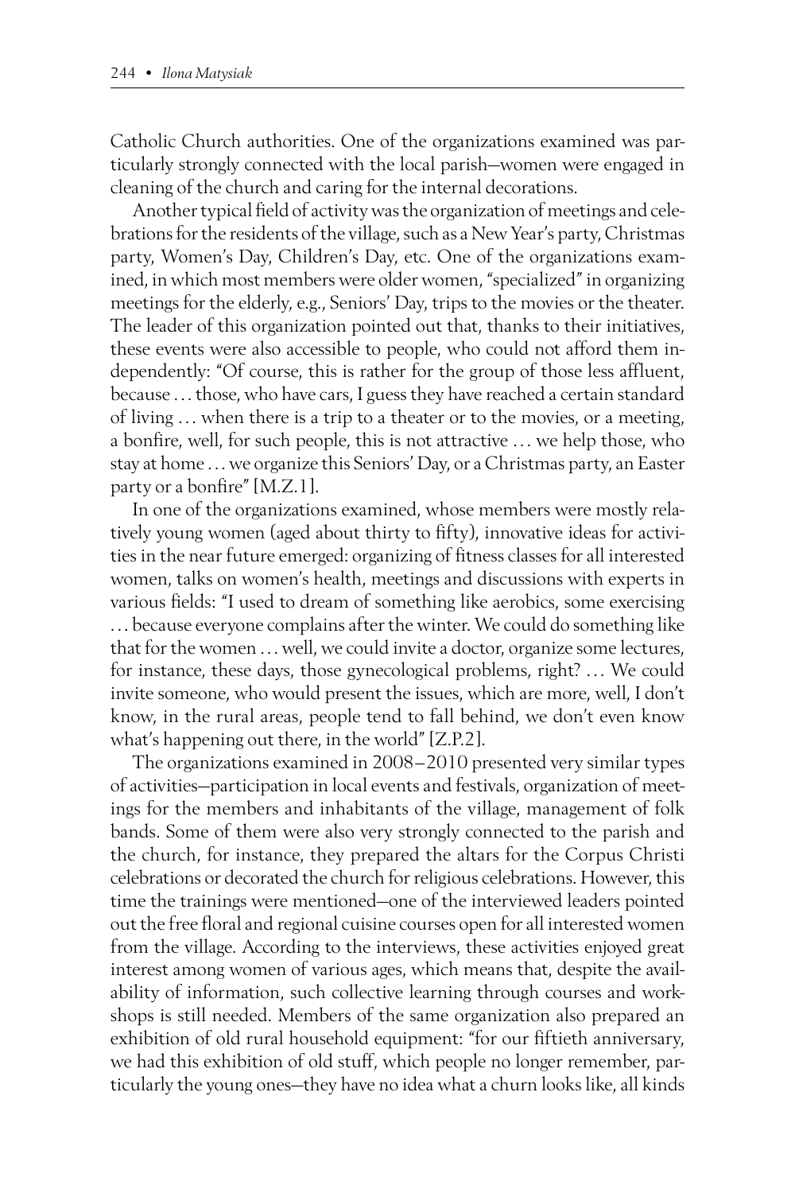Catholic Church authorities. One of the organizations examined was particularly strongly connected with the local parish—women were engaged in cleaning of the church and caring for the internal decorations.

Another typical field of activity was the organization of meetings and celebrations for the residents of the village, such as a New Year's party, Christmas party, Women's Day, Children's Day, etc. One of the organizations examined, in which most members were older women, "specialized" in organizing meetings for the elderly, e.g., Seniors' Day, trips to the movies or the theater. The leader of this organization pointed out that, thanks to their initiatives, these events were also accessible to people, who could not afford them independently: "Of course, this is rather for the group of those less affluent, because ... those, who have cars, I guess they have reached a certain standard of living ... when there is a trip to a theater or to the movies, or a meeting, a bonfire, well, for such people, this is not attractive ... we help those, who stay at home ... we organize this Seniors' Day, or a Christmas party, an Easter party or a bonfire" [M.Z.1].

In one of the organizations examined, whose members were mostly relatively young women (aged about thirty to fifty), innovative ideas for activities in the near future emerged: organizing of fitness classes for all interested women, talks on women's health, meetings and discussions with experts in various fields: "I used to dream of something like aerobics, some exercising ... because everyone complains after the winter. We could do something like that for the women ... well, we could invite a doctor, organize some lectures, for instance, these days, those gynecological problems, right? ... We could invite someone, who would present the issues, which are more, well, I don't know, in the rural areas, people tend to fall behind, we don't even know what's happening out there, in the world" [Z.P.2].

The organizations examined in 2008–2010 presented very similar types of activities—participation in local events and festivals, organization of meetings for the members and inhabitants of the village, management of folk bands. Some of them were also very strongly connected to the parish and the church, for instance, they prepared the altars for the Corpus Christi celebrations or decorated the church for religious celebrations. However, this time the trainings were mentioned—one of the interviewed leaders pointed out the free floral and regional cuisine courses open for all interested women from the village. According to the interviews, these activities enjoyed great interest among women of various ages, which means that, despite the availability of information, such collective learning through courses and workshops is still needed. Members of the same organization also prepared an exhibition of old rural household equipment: "for our fiftieth anniversary, we had this exhibition of old stuff, which people no longer remember, particularly the young ones—they have no idea what a churn looks like, all kinds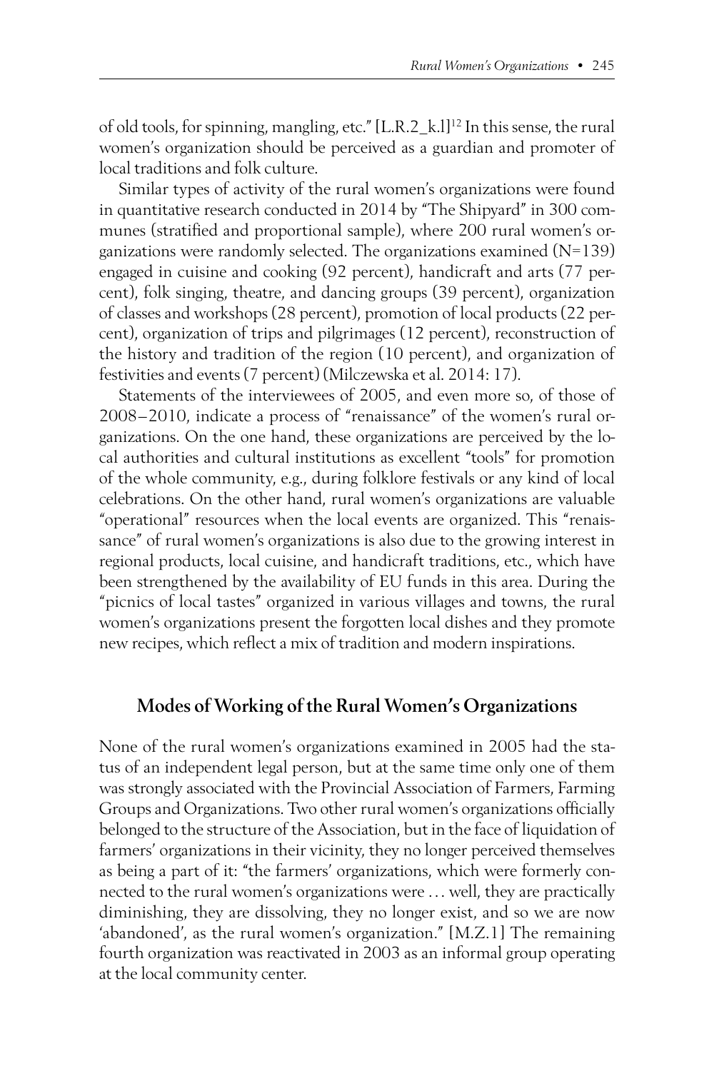of old tools, for spinning, mangling, etc." [L.R.2_k.l][12] In this sense, the rural women's organization should be perceived as a guardian and promoter of local traditions and folk culture.

Similar types of activity of the rural women's organizations were found in quantitative research conducted in 2014 by "The Shipyard" in 300 communes (stratified and proportional sample), where 200 rural women's organizations were randomly selected. The organizations examined (N=139) engaged in cuisine and cooking (92 percent), handicraft and arts (77 percent), folk singing, theatre, and dancing groups (39 percent), organization of classes and workshops (28 percent), promotion of local products (22 percent), organization of trips and pilgrimages (12 percent), reconstruction of the history and tradition of the region (10 percent), and organization of festivities and events (7 percent) (Milczewska et al. 2014: 17).

Statements of the interviewees of 2005, and even more so, of those of 2008–2010, indicate a process of "renaissance" of the women's rural organizations. On the one hand, these organizations are perceived by the local authorities and cultural institutions as excellent "tools" for promotion of the whole community, e.g., during folklore festivals or any kind of local celebrations. On the other hand, rural women's organizations are valuable "operational" resources when the local events are organized. This "renaissance" of rural women's organizations is also due to the growing interest in regional products, local cuisine, and handicraft traditions, etc., which have been strengthened by the availability of EU funds in this area. During the "picnics of local tastes" organized in various villages and towns, the rural women's organizations present the forgotten local dishes and they promote new recipes, which reflect a mix of tradition and modern inspirations.

## Modes of Working of the Rural Women's Organizations

None of the rural women's organizations examined in 2005 had the status of an independent legal person, but at the same time only one of them was strongly associated with the Provincial Association of Farmers, Farming Groups and Organizations. Two other rural women's organizations officially belonged to the structure of the Association, but in the face of liquidation of farmers' organizations in their vicinity, they no longer perceived themselves as being a part of it: "the farmers' organizations, which were formerly connected to the rural women's organizations were … well, they are practically diminishing, they are dissolving, they no longer exist, and so we are now 'abandoned', as the rural women's organization." [M.Z.1] The remaining fourth organization was reactivated in 2003 as an informal group operating at the local community center.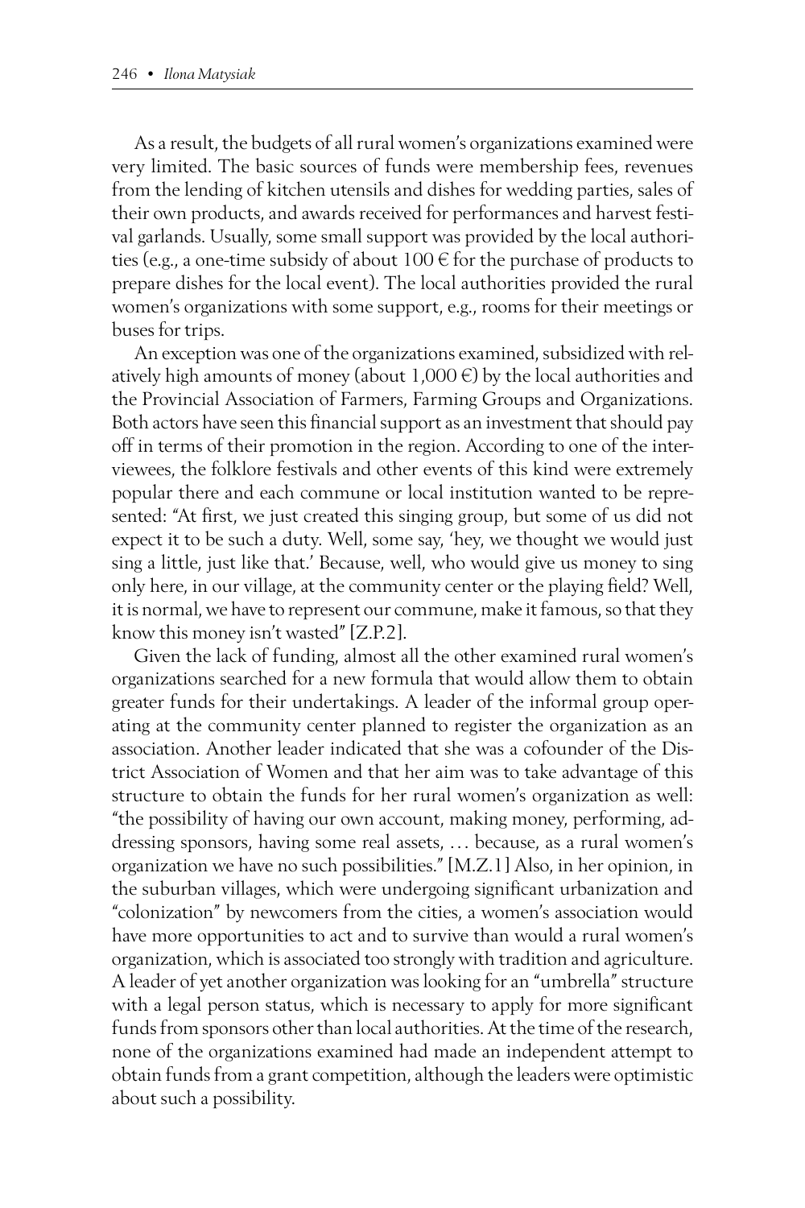As a result, the budgets of all rural women's organizations examined were very limited. The basic sources of funds were membership fees, revenues from the lending of kitchen utensils and dishes for wedding parties, sales of their own products, and awards received for performances and harvest festival garlands. Usually, some small support was provided by the local authorities (e.g., a one-time subsidy of about 100 € for the purchase of products to prepare dishes for the local event). The local authorities provided the rural women's organizations with some support, e.g., rooms for their meetings or buses for trips.

An exception was one of the organizations examined, subsidized with relatively high amounts of money (about 1,000 €) by the local authorities and the Provincial Association of Farmers, Farming Groups and Organizations. Both actors have seen this financial support as an investment that should pay off in terms of their promotion in the region. According to one of the interviewees, the folklore festivals and other events of this kind were extremely popular there and each commune or local institution wanted to be represented: "At first, we just created this singing group, but some of us did not expect it to be such a duty. Well, some say, 'hey, we thought we would just sing a little, just like that.' Because, well, who would give us money to sing only here, in our village, at the community center or the playing field? Well, it is normal, we have to represent our commune, make it famous, so that they know this money isn't wasted" [Z.P.2].

Given the lack of funding, almost all the other examined rural women's organizations searched for a new formula that would allow them to obtain greater funds for their undertakings. A leader of the informal group operating at the community center planned to register the organization as an association. Another leader indicated that she was a cofounder of the District Association of Women and that her aim was to take advantage of this structure to obtain the funds for her rural women's organization as well: "the possibility of having our own account, making money, performing, addressing sponsors, having some real assets, … because, as a rural women's organization we have no such possibilities." [M.Z.1] Also, in her opinion, in the suburban villages, which were undergoing significant urbanization and "colonization" by newcomers from the cities, a women's association would have more opportunities to act and to survive than would a rural women's organization, which is associated too strongly with tradition and agriculture. A leader of yet another organization was looking for an "umbrella" structure with a legal person status, which is necessary to apply for more significant funds from sponsors other than local authorities. At the time of the research, none of the organizations examined had made an independent attempt to obtain funds from a grant competition, although the leaders were optimistic about such a possibility.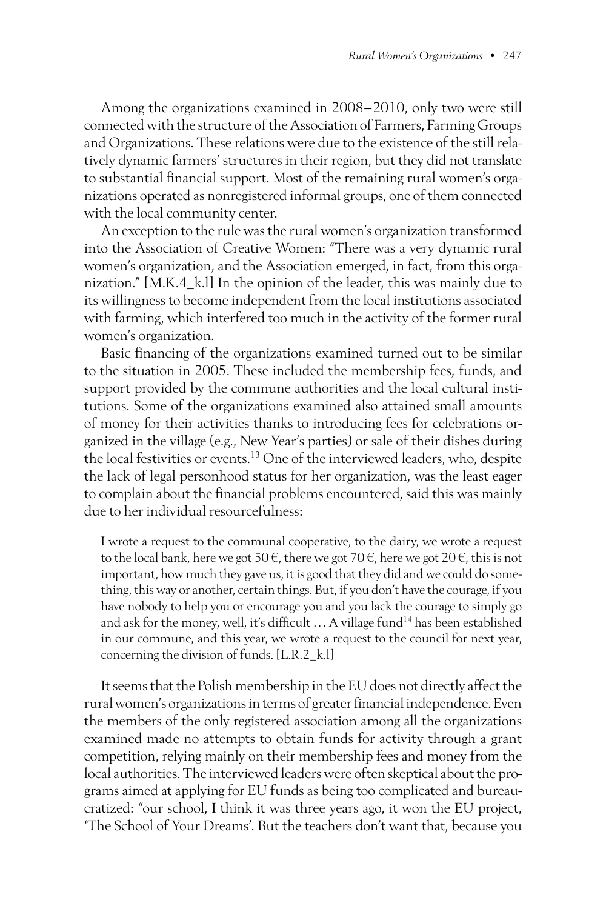Among the organizations examined in 2008–2010, only two were still connected with the structure of the Association of Farmers, Farming Groups and Organizations. These relations were due to the existence of the still relatively dynamic farmers' structures in their region, but they did not translate to substantial financial support. Most of the remaining rural women's organizations operated as nonregistered informal groups, one of them connected with the local community center.

An exception to the rule was the rural women's organization transformed into the Association of Creative Women: "There was a very dynamic rural women's organization, and the Association emerged, in fact, from this organization." [M.K.4_k.l] In the opinion of the leader, this was mainly due to its willingness to become independent from the local institutions associated with farming, which interfered too much in the activity of the former rural women's organization.

Basic financing of the organizations examined turned out to be similar to the situation in 2005. These included the membership fees, funds, and support provided by the commune authorities and the local cultural institutions. Some of the organizations examined also attained small amounts of money for their activities thanks to introducing fees for celebrations organized in the village (e.g., New Year's parties) or sale of their dishes during the local festivities or events.[13] One of the interviewed leaders, who, despite the lack of legal personhood status for her organization, was the least eager to complain about the financial problems encountered, said this was mainly due to her individual resourcefulness:

> I wrote a request to the communal cooperative, to the dairy, we wrote a request to the local bank, here we got 50 €, there we got 70 €, here we got 20 €, this is not important, how much they gave us, it is good that they did and we could do something, this way or another, certain things. But, if you don't have the courage, if you have nobody to help you or encourage you and you lack the courage to simply go and ask for the money, well, it's difficult … A village fund[14] has been established in our commune, and this year, we wrote a request to the council for next year, concerning the division of funds. [L.R.2_k.l]

It seems that the Polish membership in the EU does not directly affect the rural women's organizations in terms of greater financial independence. Even the members of the only registered association among all the organizations examined made no attempts to obtain funds for activity through a grant competition, relying mainly on their membership fees and money from the local authorities. The interviewed leaders were often skeptical about the programs aimed at applying for EU funds as being too complicated and bureaucratized: "our school, I think it was three years ago, it won the EU project, 'The School of Your Dreams'. But the teachers don't want that, because you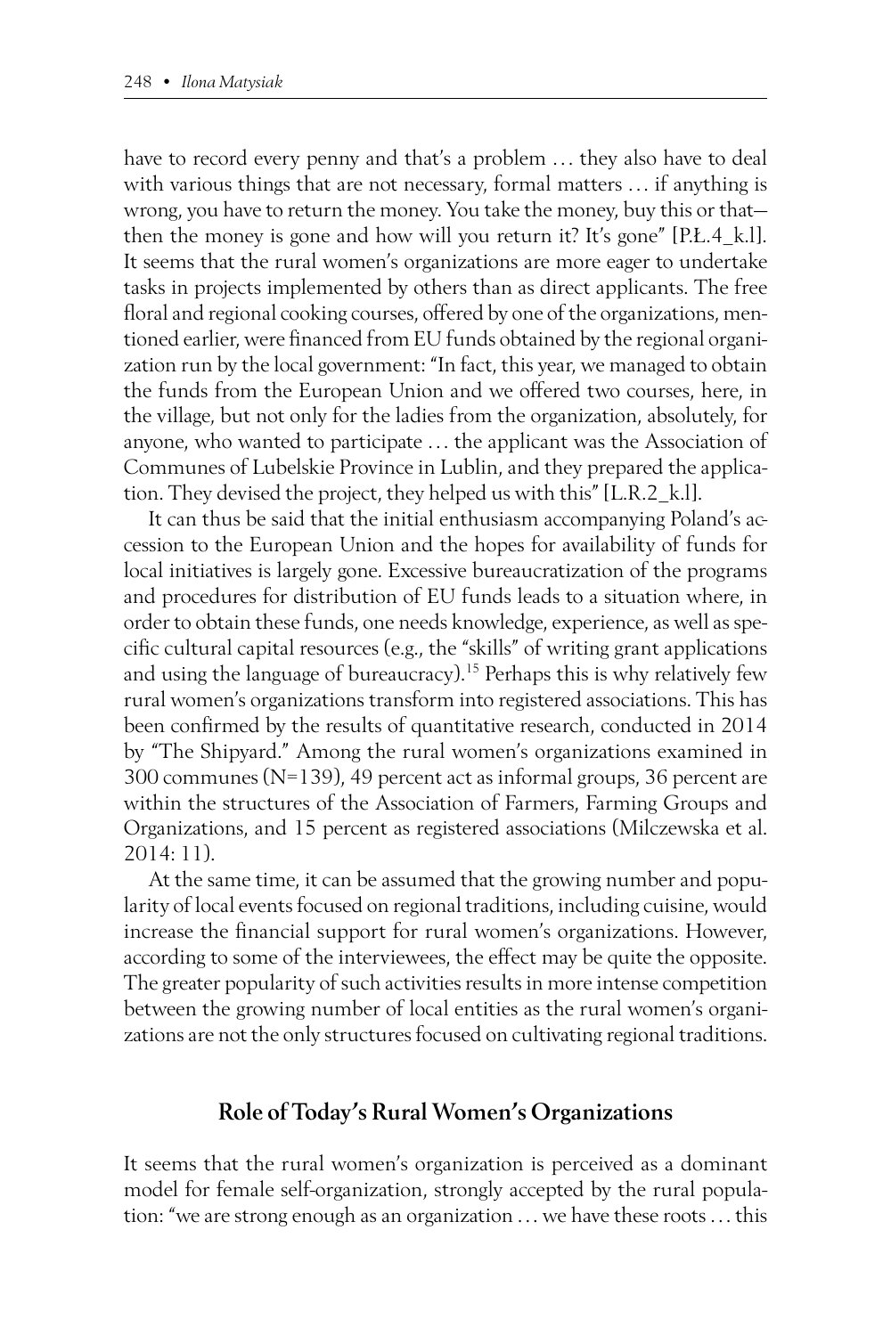have to record every penny and that's a problem … they also have to deal with various things that are not necessary, formal matters … if anything is wrong, you have to return the money. You take the money, buy this or that—then the money is gone and how will you return it? It's gone" [P.Ł.4_k.l]. It seems that the rural women's organizations are more eager to undertake tasks in projects implemented by others than as direct applicants. The free floral and regional cooking courses, offered by one of the organizations, mentioned earlier, were financed from EU funds obtained by the regional organization run by the local government: "In fact, this year, we managed to obtain the funds from the European Union and we offered two courses, here, in the village, but not only for the ladies from the organization, absolutely, for anyone, who wanted to participate … the applicant was the Association of Communes of Lubelskie Province in Lublin, and they prepared the application. They devised the project, they helped us with this" [L.R.2_k.l].

It can thus be said that the initial enthusiasm accompanying Poland's accession to the European Union and the hopes for availability of funds for local initiatives is largely gone. Excessive bureaucratization of the programs and procedures for distribution of EU funds leads to a situation where, in order to obtain these funds, one needs knowledge, experience, as well as specific cultural capital resources (e.g., the "skills" of writing grant applications and using the language of bureaucracy).[15] Perhaps this is why relatively few rural women's organizations transform into registered associations. This has been confirmed by the results of quantitative research, conducted in 2014 by "The Shipyard." Among the rural women's organizations examined in 300 communes (N=139), 49 percent act as informal groups, 36 percent are within the structures of the Association of Farmers, Farming Groups and Organizations, and 15 percent as registered associations (Milczewska et al. 2014: 11).

At the same time, it can be assumed that the growing number and popularity of local events focused on regional traditions, including cuisine, would increase the financial support for rural women's organizations. However, according to some of the interviewees, the effect may be quite the opposite. The greater popularity of such activities results in more intense competition between the growing number of local entities as the rural women's organizations are not the only structures focused on cultivating regional traditions.

## Role of Today's Rural Women's Organizations

It seems that the rural women's organization is perceived as a dominant model for female self-organization, strongly accepted by the rural population: "we are strong enough as an organization … we have these roots … this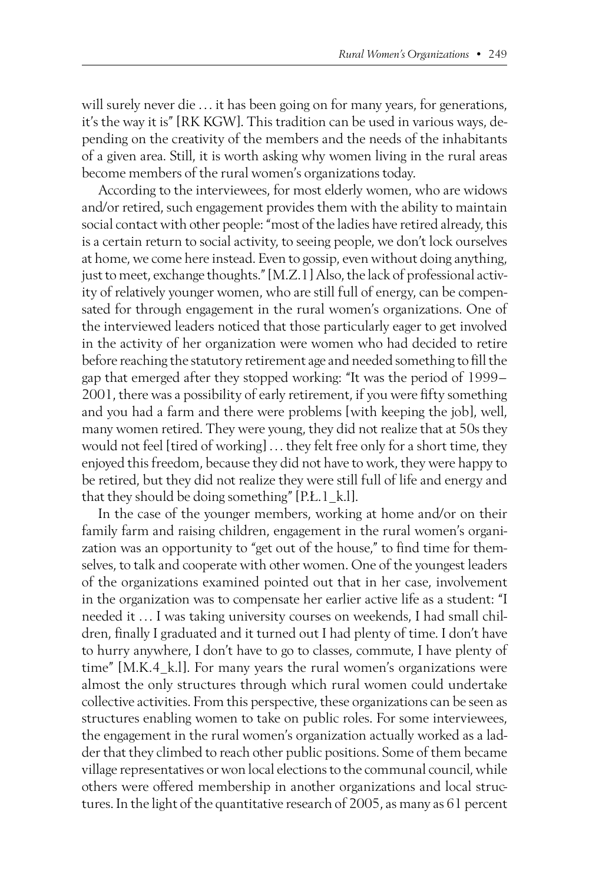will surely never die … it has been going on for many years, for generations, it's the way it is" [RK KGW]. This tradition can be used in various ways, depending on the creativity of the members and the needs of the inhabitants of a given area. Still, it is worth asking why women living in the rural areas become members of the rural women's organizations today.

According to the interviewees, for most elderly women, who are widows and/or retired, such engagement provides them with the ability to maintain social contact with other people: "most of the ladies have retired already, this is a certain return to social activity, to seeing people, we don't lock ourselves at home, we come here instead. Even to gossip, even without doing anything, just to meet, exchange thoughts." [M.Z.1] Also, the lack of professional activity of relatively younger women, who are still full of energy, can be compensated for through engagement in the rural women's organizations. One of the interviewed leaders noticed that those particularly eager to get involved in the activity of her organization were women who had decided to retire before reaching the statutory retirement age and needed something to fill the gap that emerged after they stopped working: "It was the period of 1999–2001, there was a possibility of early retirement, if you were fifty something and you had a farm and there were problems [with keeping the job], well, many women retired. They were young, they did not realize that at 50s they would not feel [tired of working] … they felt free only for a short time, they enjoyed this freedom, because they did not have to work, they were happy to be retired, but they did not realize they were still full of life and energy and that they should be doing something" [P.Ł.1_k.l].

In the case of the younger members, working at home and/or on their family farm and raising children, engagement in the rural women's organization was an opportunity to "get out of the house," to find time for themselves, to talk and cooperate with other women. One of the youngest leaders of the organizations examined pointed out that in her case, involvement in the organization was to compensate her earlier active life as a student: "I needed it … I was taking university courses on weekends, I had small children, finally I graduated and it turned out I had plenty of time. I don't have to hurry anywhere, I don't have to go to classes, commute, I have plenty of time" [M.K.4_k.l]. For many years the rural women's organizations were almost the only structures through which rural women could undertake collective activities. From this perspective, these organizations can be seen as structures enabling women to take on public roles. For some interviewees, the engagement in the rural women's organization actually worked as a ladder that they climbed to reach other public positions. Some of them became village representatives or won local elections to the communal council, while others were offered membership in another organizations and local structures. In the light of the quantitative research of 2005, as many as 61 percent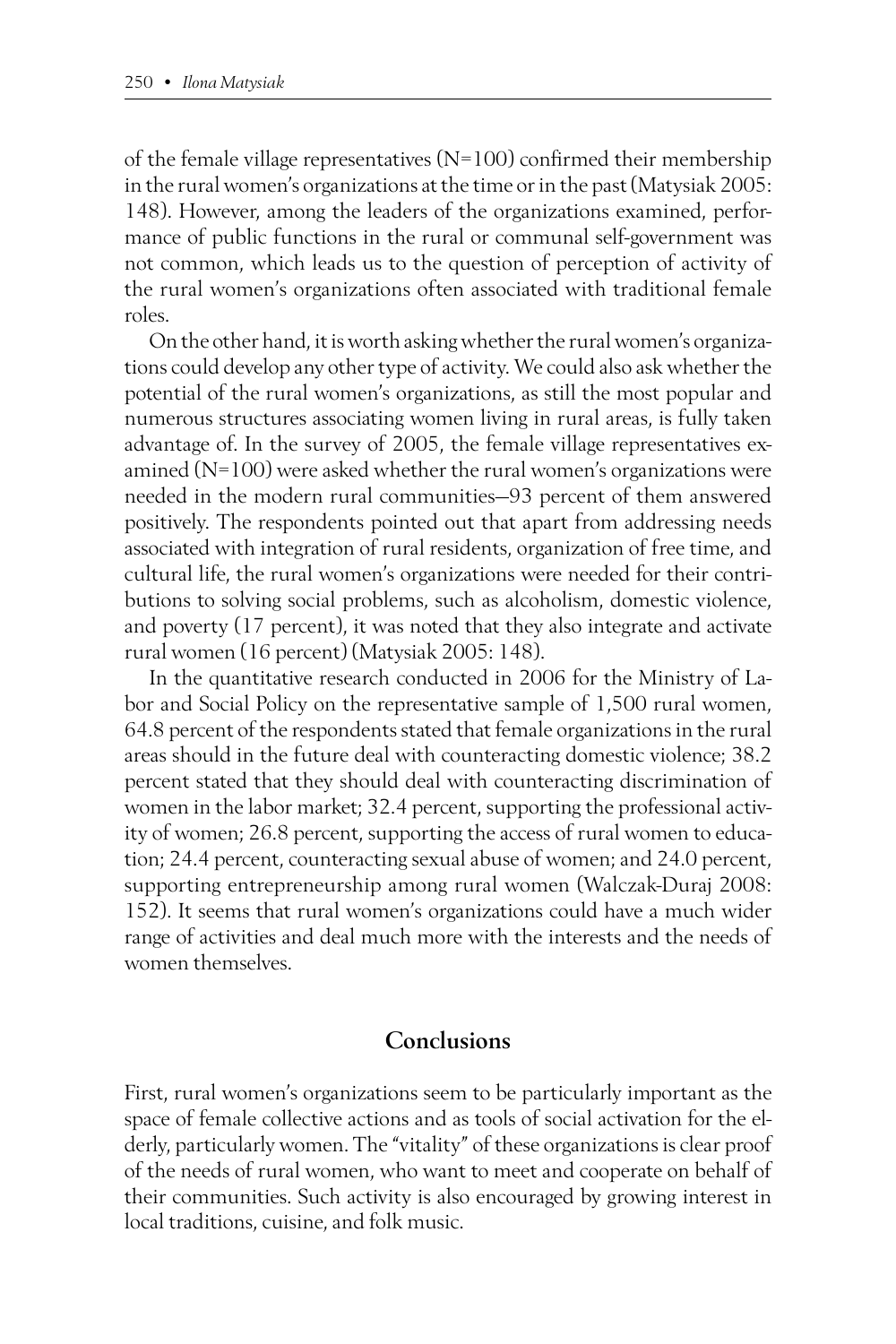of the female village representatives (N=100) confirmed their membership in the rural women's organizations at the time or in the past (Matysiak 2005: 148). However, among the leaders of the organizations examined, performance of public functions in the rural or communal self-government was not common, which leads us to the question of perception of activity of the rural women's organizations often associated with traditional female roles.

On the other hand, it is worth asking whether the rural women's organizations could develop any other type of activity. We could also ask whether the potential of the rural women's organizations, as still the most popular and numerous structures associating women living in rural areas, is fully taken advantage of. In the survey of 2005, the female village representatives examined (N=100) were asked whether the rural women's organizations were needed in the modern rural communities—93 percent of them answered positively. The respondents pointed out that apart from addressing needs associated with integration of rural residents, organization of free time, and cultural life, the rural women's organizations were needed for their contributions to solving social problems, such as alcoholism, domestic violence, and poverty (17 percent), it was noted that they also integrate and activate rural women (16 percent) (Matysiak 2005: 148).

In the quantitative research conducted in 2006 for the Ministry of Labor and Social Policy on the representative sample of 1,500 rural women, 64.8 percent of the respondents stated that female organizations in the rural areas should in the future deal with counteracting domestic violence; 38.2 percent stated that they should deal with counteracting discrimination of women in the labor market; 32.4 percent, supporting the professional activity of women; 26.8 percent, supporting the access of rural women to education; 24.4 percent, counteracting sexual abuse of women; and 24.0 percent, supporting entrepreneurship among rural women (Walczak-Duraj 2008: 152). It seems that rural women's organizations could have a much wider range of activities and deal much more with the interests and the needs of women themselves.

## Conclusions

First, rural women's organizations seem to be particularly important as the space of female collective actions and as tools of social activation for the elderly, particularly women. The "vitality" of these organizations is clear proof of the needs of rural women, who want to meet and cooperate on behalf of their communities. Such activity is also encouraged by growing interest in local traditions, cuisine, and folk music.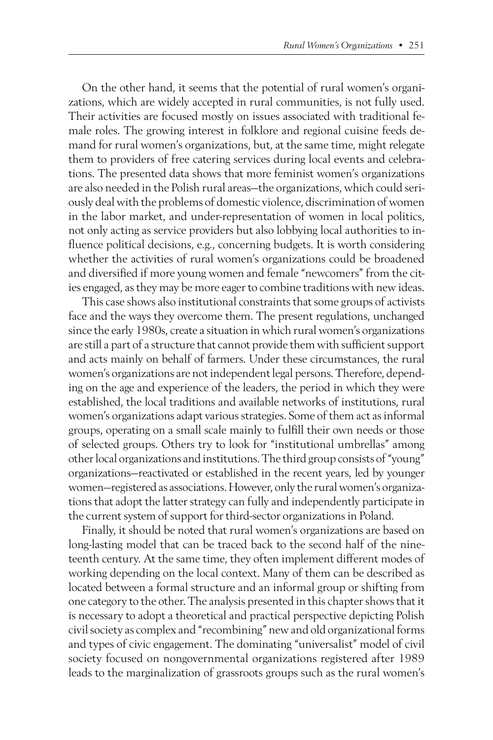On the other hand, it seems that the potential of rural women's organizations, which are widely accepted in rural communities, is not fully used. Their activities are focused mostly on issues associated with traditional female roles. The growing interest in folklore and regional cuisine feeds demand for rural women's organizations, but, at the same time, might relegate them to providers of free catering services during local events and celebrations. The presented data shows that more feminist women's organizations are also needed in the Polish rural areas—the organizations, which could seriously deal with the problems of domestic violence, discrimination of women in the labor market, and under-representation of women in local politics, not only acting as service providers but also lobbying local authorities to influence political decisions, e.g., concerning budgets. It is worth considering whether the activities of rural women's organizations could be broadened and diversified if more young women and female "newcomers" from the cities engaged, as they may be more eager to combine traditions with new ideas.

This case shows also institutional constraints that some groups of activists face and the ways they overcome them. The present regulations, unchanged since the early 1980s, create a situation in which rural women's organizations are still a part of a structure that cannot provide them with sufficient support and acts mainly on behalf of farmers. Under these circumstances, the rural women's organizations are not independent legal persons. Therefore, depending on the age and experience of the leaders, the period in which they were established, the local traditions and available networks of institutions, rural women's organizations adapt various strategies. Some of them act as informal groups, operating on a small scale mainly to fulfill their own needs or those of selected groups. Others try to look for "institutional umbrellas" among other local organizations and institutions. The third group consists of "young" organizations—reactivated or established in the recent years, led by younger women—registered as associations. However, only the rural women's organizations that adopt the latter strategy can fully and independently participate in the current system of support for third-sector organizations in Poland.

Finally, it should be noted that rural women's organizations are based on long-lasting model that can be traced back to the second half of the nineteenth century. At the same time, they often implement different modes of working depending on the local context. Many of them can be described as located between a formal structure and an informal group or shifting from one category to the other. The analysis presented in this chapter shows that it is necessary to adopt a theoretical and practical perspective depicting Polish civil society as complex and "recombining" new and old organizational forms and types of civic engagement. The dominating "universalist" model of civil society focused on nongovernmental organizations registered after 1989 leads to the marginalization of grassroots groups such as the rural women's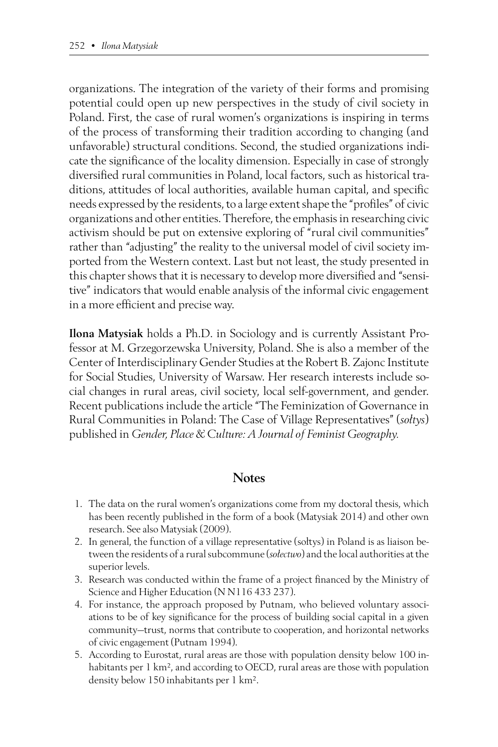organizations. The integration of the variety of their forms and promising potential could open up new perspectives in the study of civil society in Poland. First, the case of rural women's organizations is inspiring in terms of the process of transforming their tradition according to changing (and unfavorable) structural conditions. Second, the studied organizations indicate the significance of the locality dimension. Especially in case of strongly diversified rural communities in Poland, local factors, such as historical traditions, attitudes of local authorities, available human capital, and specific needs expressed by the residents, to a large extent shape the "profiles" of civic organizations and other entities. Therefore, the emphasis in researching civic activism should be put on extensive exploring of "rural civil communities" rather than "adjusting" the reality to the universal model of civil society imported from the Western context. Last but not least, the study presented in this chapter shows that it is necessary to develop more diversified and "sensitive" indicators that would enable analysis of the informal civic engagement in a more efficient and precise way.

**Ilona Matysiak** holds a Ph.D. in Sociology and is currently Assistant Professor at M. Grzegorzewska University, Poland. She is also a member of the Center of Interdisciplinary Gender Studies at the Robert B. Zajonc Institute for Social Studies, University of Warsaw. Her research interests include social changes in rural areas, civil society, local self-government, and gender. Recent publications include the article "The Feminization of Governance in Rural Communities in Poland: The Case of Village Representatives" (*sołtys*) published in *Gender, Place & Culture: A Journal of Feminist Geography.*

## Notes

1. The data on the rural women's organizations come from my doctoral thesis, which has been recently published in the form of a book (Matysiak 2014) and other own research. See also Matysiak (2009).
2. In general, the function of a village representative (sołtys) in Poland is as liaison between the residents of a rural subcommune (*sołectwo*) and the local authorities at the superior levels.
3. Research was conducted within the frame of a project financed by the Ministry of Science and Higher Education (N N116 433 237).
4. For instance, the approach proposed by Putnam, who believed voluntary associations to be of key significance for the process of building social capital in a given community—trust, norms that contribute to cooperation, and horizontal networks of civic engagement (Putnam 1994).
5. According to Eurostat, rural areas are those with population density below 100 inhabitants per 1 km², and according to OECD, rural areas are those with population density below 150 inhabitants per 1 km².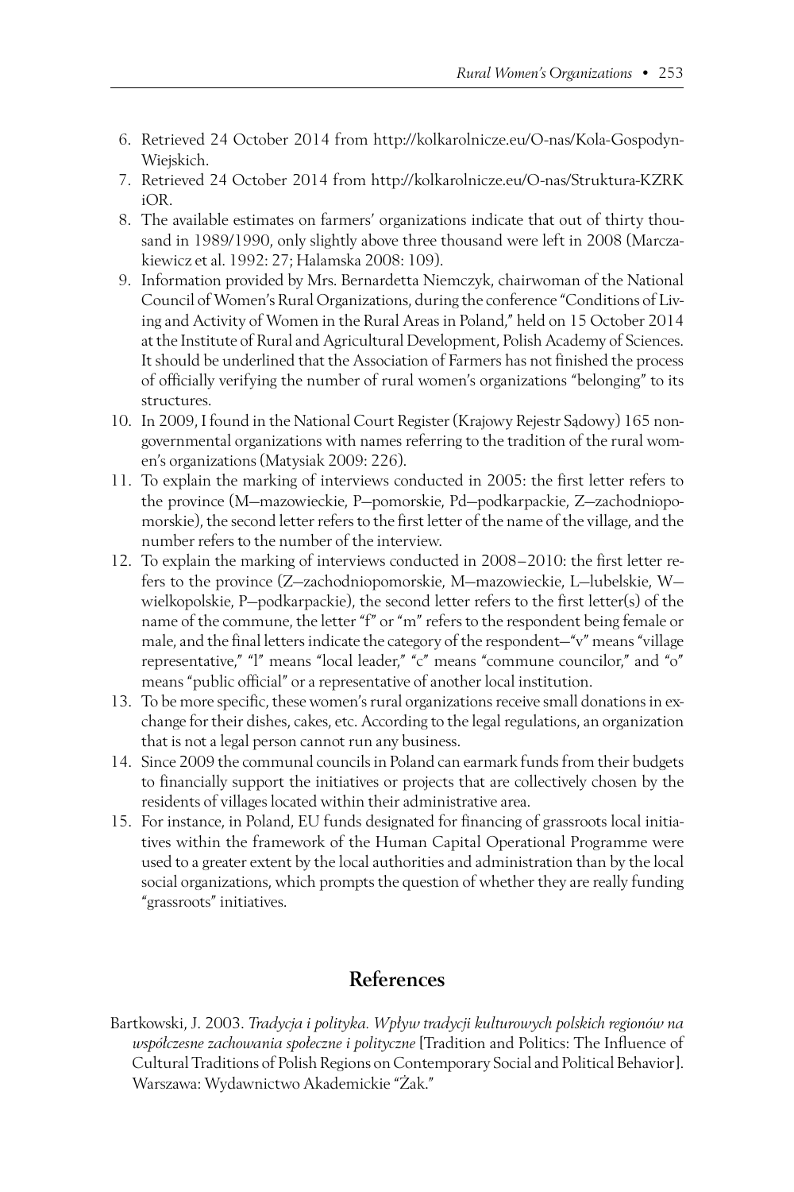6. Retrieved 24 October 2014 from http://kolkarolnicze.eu/O-nas/Kola-Gospodyn-Wiejskich.
7. Retrieved 24 October 2014 from http://kolkarolnicze.eu/O-nas/Struktura-KZRKiOR.
8. The available estimates on farmers' organizations indicate that out of thirty thousand in 1989/1990, only slightly above three thousand were left in 2008 (Marczakiewicz et al. 1992: 27; Halamska 2008: 109).
9. Information provided by Mrs. Bernardetta Niemczyk, chairwoman of the National Council of Women's Rural Organizations, during the conference "Conditions of Living and Activity of Women in the Rural Areas in Poland," held on 15 October 2014 at the Institute of Rural and Agricultural Development, Polish Academy of Sciences. It should be underlined that the Association of Farmers has not finished the process of officially verifying the number of rural women's organizations "belonging" to its structures.
10. In 2009, I found in the National Court Register (Krajowy Rejestr Sądowy) 165 nongovernmental organizations with names referring to the tradition of the rural women's organizations (Matysiak 2009: 226).
11. To explain the marking of interviews conducted in 2005: the first letter refers to the province (M—mazowieckie, P—pomorskie, Pd—podkarpackie, Z—zachodniopomorskie), the second letter refers to the first letter of the name of the village, and the number refers to the number of the interview.
12. To explain the marking of interviews conducted in 2008–2010: the first letter refers to the province (Z—zachodniopomorskie, M—mazowieckie, L—lubelskie, W—wielkopolskie, P—podkarpackie), the second letter refers to the first letter(s) of the name of the commune, the letter "f" or "m" refers to the respondent being female or male, and the final letters indicate the category of the respondent—"v" means "village representative," "l" means "local leader," "c" means "commune councilor," and "o" means "public official" or a representative of another local institution.
13. To be more specific, these women's rural organizations receive small donations in exchange for their dishes, cakes, etc. According to the legal regulations, an organization that is not a legal person cannot run any business.
14. Since 2009 the communal councils in Poland can earmark funds from their budgets to financially support the initiatives or projects that are collectively chosen by the residents of villages located within their administrative area.
15. For instance, in Poland, EU funds designated for financing of grassroots local initiatives within the framework of the Human Capital Operational Programme were used to a greater extent by the local authorities and administration than by the local social organizations, which prompts the question of whether they are really funding "grassroots" initiatives.

## References

Bartkowski, J. 2003. *Tradycja i polityka. Wpływ tradycji kulturowych polskich regionów na współczesne zachowania społeczne i polityczne* [Tradition and Politics: The Influence of Cultural Traditions of Polish Regions on Contemporary Social and Political Behavior]. Warszawa: Wydawnictwo Akademickie "Żak."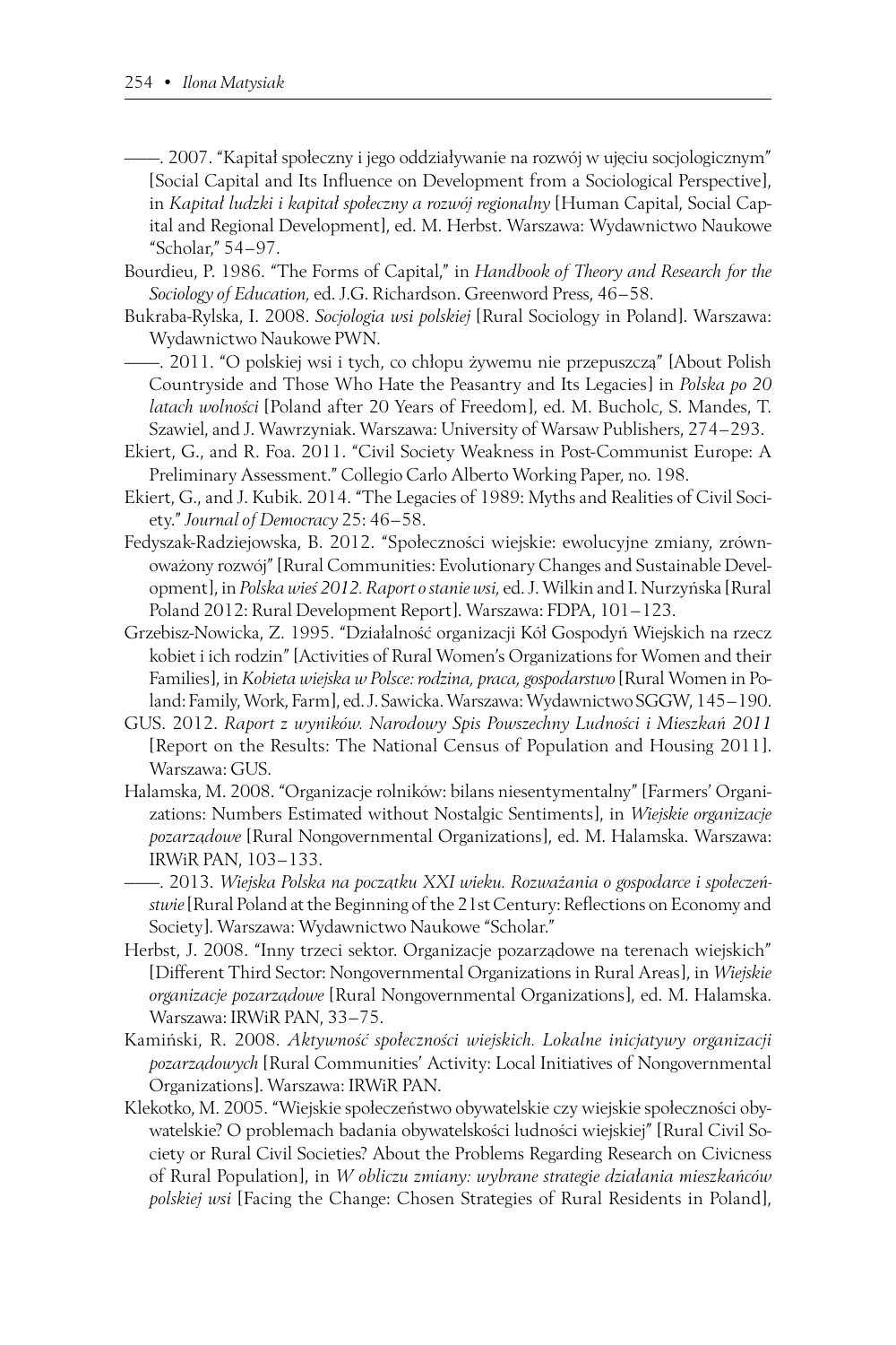——. 2007. "Kapitał społeczny i jego oddziaływanie na rozwój w ujęciu socjologicznym" [Social Capital and Its Influence on Development from a Sociological Perspective], in *Kapitał ludzki i kapitał społeczny a rozwój regionalny* [Human Capital, Social Capital and Regional Development], ed. M. Herbst. Warszawa: Wydawnictwo Naukowe "Scholar," 54–97.

Bourdieu, P. 1986. "The Forms of Capital," in *Handbook of Theory and Research for the Sociology of Education,* ed. J.G. Richardson. Greenword Press, 46–58.

Bukraba-Rylska, I. 2008. *Socjologia wsi polskiej* [Rural Sociology in Poland]. Warszawa: Wydawnictwo Naukowe PWN.

——. 2011. "O polskiej wsi i tych, co chłopu żywemu nie przepuszczą" [About Polish Countryside and Those Who Hate the Peasantry and Its Legacies] in *Polska po 20 latach wolności* [Poland after 20 Years of Freedom], ed. M. Bucholc, S. Mandes, T. Szawiel, and J. Wawrzyniak. Warszawa: University of Warsaw Publishers, 274–293.

Ekiert, G., and R. Foa. 2011. "Civil Society Weakness in Post-Communist Europe: A Preliminary Assessment." Collegio Carlo Alberto Working Paper, no. 198.

Ekiert, G., and J. Kubik. 2014. "The Legacies of 1989: Myths and Realities of Civil Society." *Journal of Democracy* 25: 46–58.

Fedyszak-Radziejowska, B. 2012. "Społeczności wiejskie: ewolucyjne zmiany, zrównoważony rozwój" [Rural Communities: Evolutionary Changes and Sustainable Development], in *Polska wieś 2012. Raport o stanie wsi,* ed. J. Wilkin and I. Nurzyńska [Rural Poland 2012: Rural Development Report]. Warszawa: FDPA, 101–123.

Grzebisz-Nowicka, Z. 1995. "Działalność organizacji Kół Gospodyń Wiejskich na rzecz kobiet i ich rodzin" [Activities of Rural Women's Organizations for Women and their Families], in *Kobieta wiejska w Polsce: rodzina, praca, gospodarstwo* [Rural Women in Poland: Family, Work, Farm], ed. J. Sawicka. Warszawa: Wydawnictwo SGGW, 145–190.

GUS. 2012. *Raport z wyników. Narodowy Spis Powszechny Ludności i Mieszkań 2011* [Report on the Results: The National Census of Population and Housing 2011]. Warszawa: GUS.

Halamska, M. 2008. "Organizacje rolników: bilans niesentymentalny" [Farmers' Organizations: Numbers Estimated without Nostalgic Sentiments], in *Wiejskie organizacje pozarządowe* [Rural Nongovernmental Organizations], ed. M. Halamska. Warszawa: IRWiR PAN, 103–133.

——. 2013. *Wiejska Polska na początku XXI wieku. Rozważania o gospodarce i społeczeństwie* [Rural Poland at the Beginning of the 21st Century: Reflections on Economy and Society]. Warszawa: Wydawnictwo Naukowe "Scholar."

Herbst, J. 2008. "Inny trzeci sektor. Organizacje pozarządowe na terenach wiejskich" [Different Third Sector: Nongovernmental Organizations in Rural Areas], in *Wiejskie organizacje pozarządowe* [Rural Nongovernmental Organizations], ed. M. Halamska. Warszawa: IRWiR PAN, 33–75.

Kamiński, R. 2008. *Aktywność społeczności wiejskich. Lokalne inicjatywy organizacji pozarządowych* [Rural Communities' Activity: Local Initiatives of Nongovernmental Organizations]. Warszawa: IRWiR PAN.

Klekotko, M. 2005. "Wiejskie społeczeństwo obywatelskie czy wiejskie społeczności obywatelskie? O problemach badania obywatelskości ludności wiejskiej" [Rural Civil Society or Rural Civil Societies? About the Problems Regarding Research on Civicness of Rural Population], in *W obliczu zmiany: wybrane strategie działania mieszkańców polskiej wsi* [Facing the Change: Chosen Strategies of Rural Residents in Poland],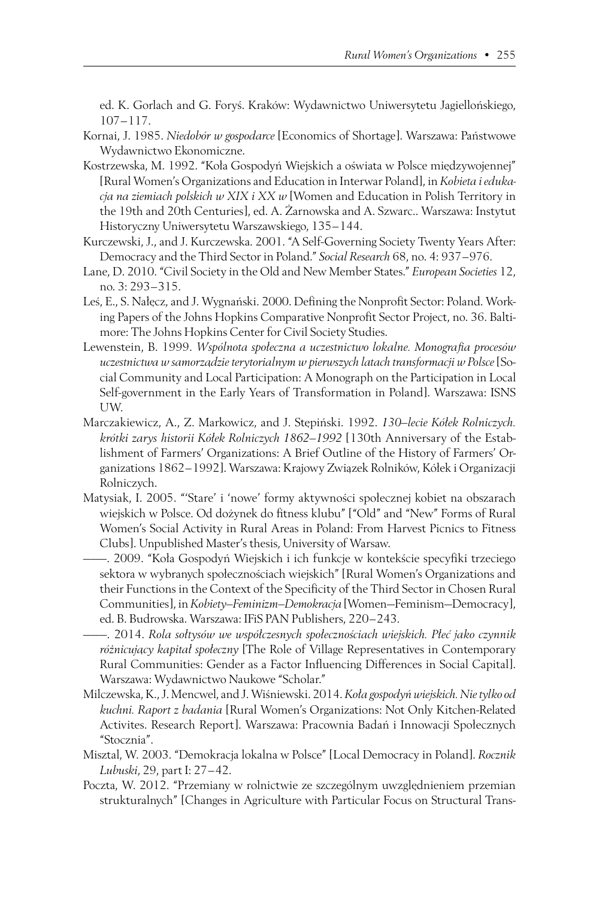ed. K. Gorlach and G. Foryś. Kraków: Wydawnictwo Uniwersytetu Jagiellońskiego, 107–117.

Kornai, J. 1985. *Niedobór w gospodarce* [Economics of Shortage]. Warszawa: Państwowe Wydawnictwo Ekonomiczne.

Kostrzewska, M. 1992. "Koła Gospodyń Wiejskich a oświata w Polsce międzywojennej" [Rural Women's Organizations and Education in Interwar Poland], in *Kobieta i edukacja na ziemiach polskich w XIX i XX w* [Women and Education in Polish Territory in the 19th and 20th Centuries], ed. A. Żarnowska and A. Szwarc.. Warszawa: Instytut Historyczny Uniwersytetu Warszawskiego, 135–144.

Kurczewski, J., and J. Kurczewska. 2001. "A Self-Governing Society Twenty Years After: Democracy and the Third Sector in Poland." *Social Research* 68, no. 4: 937–976.

Lane, D. 2010. "Civil Society in the Old and New Member States." *European Societies* 12, no. 3: 293–315.

Leś, E., S. Nałęcz, and J. Wygnański. 2000. Defining the Nonprofit Sector: Poland. Working Papers of the Johns Hopkins Comparative Nonprofit Sector Project, no. 36. Baltimore: The Johns Hopkins Center for Civil Society Studies.

Lewenstein, B. 1999. *Wspólnota społeczna a uczestnictwo lokalne. Monografia procesów uczestnictwa w samorządzie terytorialnym w pierwszych latach transformacji w Polsce* [Social Community and Local Participation: A Monograph on the Participation in Local Self-government in the Early Years of Transformation in Poland]. Warszawa: ISNS UW.

Marczakiewicz, A., Z. Markowicz, and J. Stępiński. 1992. *130–lecie Kółek Rolniczych. krótki zarys historii Kółek Rolniczych 1862–1992* [130th Anniversary of the Establishment of Farmers' Organizations: A Brief Outline of the History of Farmers' Organizations 1862–1992]. Warszawa: Krajowy Związek Rolników, Kółek i Organizacji Rolniczych.

Matysiak, I. 2005. "'Stare' i 'nowe' formy aktywności społecznej kobiet na obszarach wiejskich w Polsce. Od dożynek do fitness klubu" ["Old" and "New" Forms of Rural Women's Social Activity in Rural Areas in Poland: From Harvest Picnics to Fitness Clubs]. Unpublished Master's thesis, University of Warsaw.

———. 2009. "Koła Gospodyń Wiejskich i ich funkcje w kontekście specyfiki trzeciego sektora w wybranych społecznościach wiejskich" [Rural Women's Organizations and their Functions in the Context of the Specificity of the Third Sector in Chosen Rural Communities], in *Kobiety–Feminizm–Demokracja* [Women–Feminism–Democracy], ed. B. Budrowska. Warszawa: IFiS PAN Publishers, 220–243.

———. 2014. *Rola sołtysów we współczesnych społecznościach wiejskich. Płeć jako czynnik różnicujący kapitał społeczny* [The Role of Village Representatives in Contemporary Rural Communities: Gender as a Factor Influencing Differences in Social Capital]. Warszawa: Wydawnictwo Naukowe "Scholar."

Milczewska, K., J. Mencwel, and J. Wiśniewski. 2014. *Koła gospodyń wiejskich. Nie tylko od kuchni. Raport z badania* [Rural Women's Organizations: Not Only Kitchen-Related Activites. Research Report]. Warszawa: Pracownia Badań i Innowacji Społecznych "Stocznia".

Misztal, W. 2003. "Demokracja lokalna w Polsce" [Local Democracy in Poland]. *Rocznik Lubuski*, 29, part I: 27–42.

Poczta, W. 2012. "Przemiany w rolnictwie ze szczególnym uwzględnieniem przemian strukturalnych" [Changes in Agriculture with Particular Focus on Structural Trans-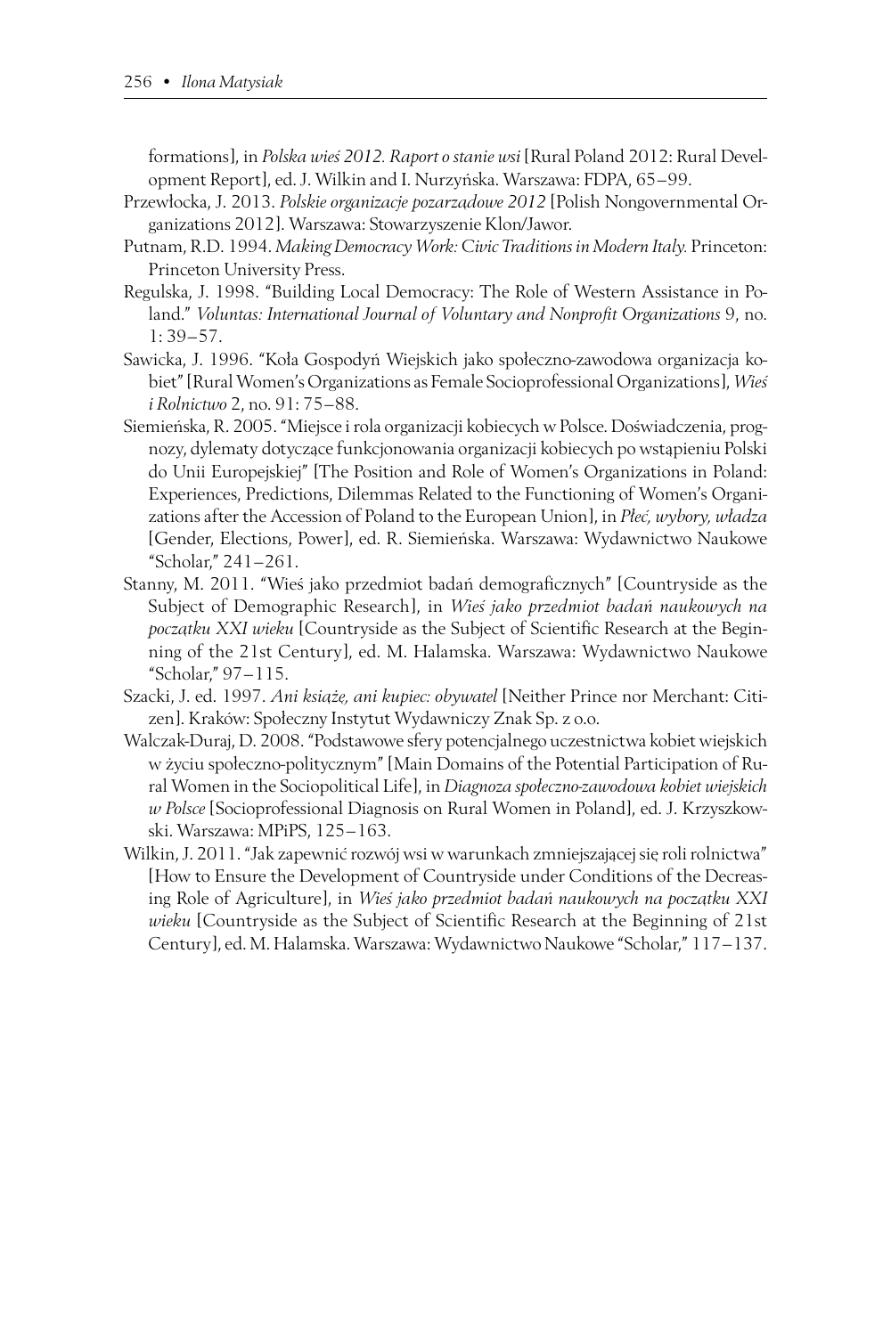formations], in *Polska wieś 2012. Raport o stanie wsi* [Rural Poland 2012: Rural Development Report], ed. J. Wilkin and I. Nurzyńska. Warszawa: FDPA, 65–99.

Przewłocka, J. 2013. *Polskie organizacje pozarządowe 2012* [Polish Nongovernmental Organizations 2012]. Warszawa: Stowarzyszenie Klon/Jawor.

Putnam, R.D. 1994. *Making Democracy Work: Civic Traditions in Modern Italy.* Princeton: Princeton University Press.

Regulska, J. 1998. "Building Local Democracy: The Role of Western Assistance in Poland." *Voluntas: International Journal of Voluntary and Nonprofit Organizations* 9, no. 1: 39–57.

Sawicka, J. 1996. "Koła Gospodyń Wiejskich jako społeczno-zawodowa organizacja kobiet" [Rural Women's Organizations as Female Socioprofessional Organizations], *Wieś i Rolnictwo* 2, no. 91: 75–88.

Siemieńska, R. 2005. "Miejsce i rola organizacji kobiecych w Polsce. Doświadczenia, prognozy, dylematy dotyczące funkcjonowania organizacji kobiecych po wstąpieniu Polski do Unii Europejskiej" [The Position and Role of Women's Organizations in Poland: Experiences, Predictions, Dilemmas Related to the Functioning of Women's Organizations after the Accession of Poland to the European Union], in *Płeć, wybory, władza* [Gender, Elections, Power], ed. R. Siemieńska. Warszawa: Wydawnictwo Naukowe "Scholar," 241–261.

Stanny, M. 2011. "Wieś jako przedmiot badań demograficznych" [Countryside as the Subject of Demographic Research], in *Wieś jako przedmiot badań naukowych na początku XXI wieku* [Countryside as the Subject of Scientific Research at the Beginning of the 21st Century], ed. M. Halamska. Warszawa: Wydawnictwo Naukowe "Scholar," 97–115.

Szacki, J. ed. 1997. *Ani książę, ani kupiec: obywatel* [Neither Prince nor Merchant: Citizen]. Kraków: Społeczny Instytut Wydawniczy Znak Sp. z o.o.

Walczak-Duraj, D. 2008. "Podstawowe sfery potencjalnego uczestnictwa kobiet wiejskich w życiu społeczno-politycznym" [Main Domains of the Potential Participation of Rural Women in the Sociopolitical Life], in *Diagnoza społeczno-zawodowa kobiet wiejskich w Polsce* [Socioprofessional Diagnosis on Rural Women in Poland], ed. J. Krzyszkowski. Warszawa: MPiPS, 125–163.

Wilkin, J. 2011. "Jak zapewnić rozwój wsi w warunkach zmniejszającej się roli rolnictwa" [How to Ensure the Development of Countryside under Conditions of the Decreasing Role of Agriculture], in *Wieś jako przedmiot badań naukowych na początku XXI wieku* [Countryside as the Subject of Scientific Research at the Beginning of 21st Century], ed. M. Halamska. Warszawa: Wydawnictwo Naukowe "Scholar," 117–137.